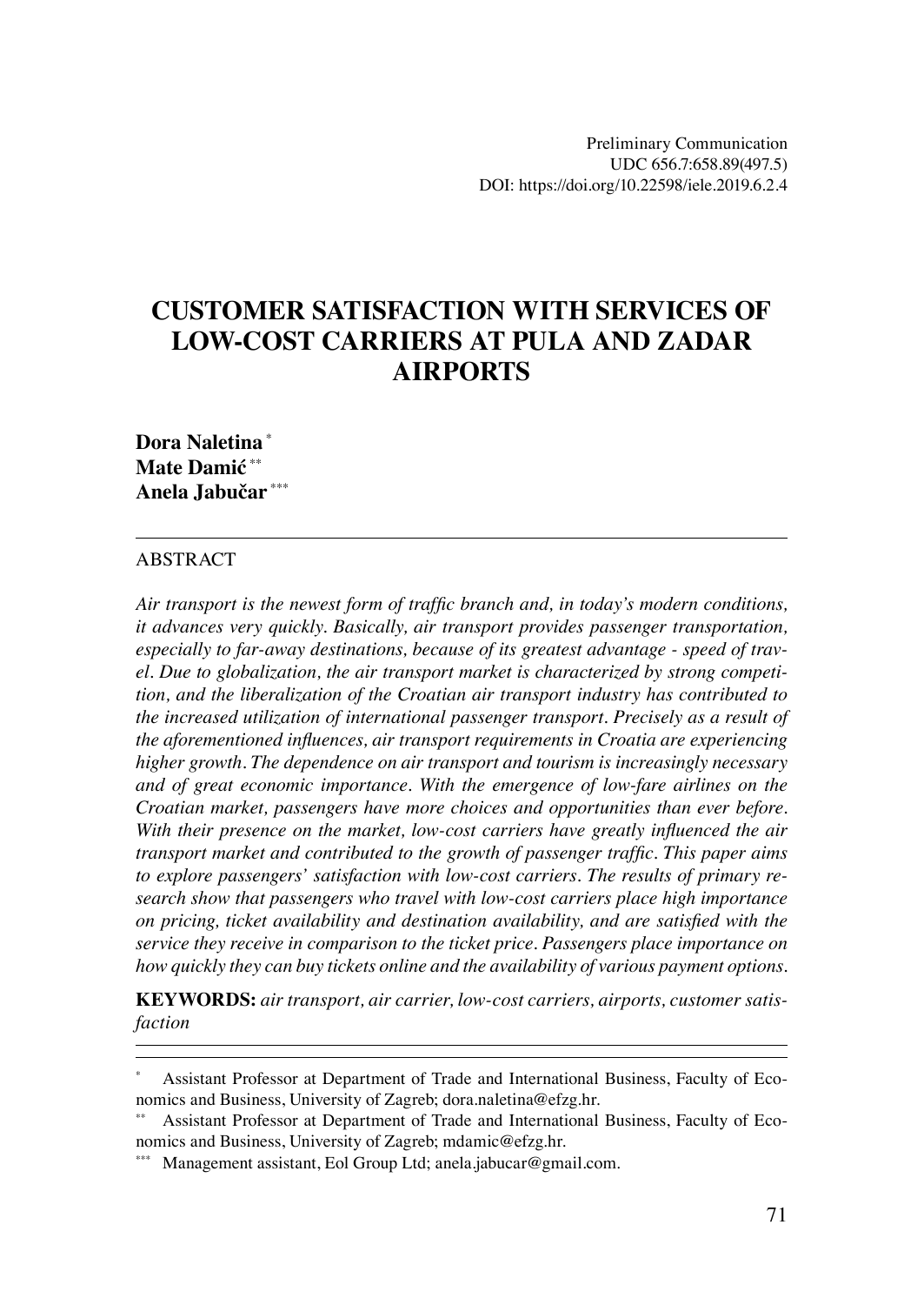Preliminary Communication
UDC 656.7:658.89(497.5)
DOI: https://doi.org/10.22598/iele.2019.6.2.4

# CUSTOMER SATISFACTION WITH SERVICES OF LOW-COST CARRIERS AT PULA AND ZADAR AIRPORTS

**Dora Naletina** [*]
**Mate Damić** [**]
**Anela Jabučar** [***]

## ABSTRACT

*Air transport is the newest form of traffic branch and, in today's modern conditions, it advances very quickly. Basically, air transport provides passenger transportation, especially to far-away destinations, because of its greatest advantage - speed of travel. Due to globalization, the air transport market is characterized by strong competition, and the liberalization of the Croatian air transport industry has contributed to the increased utilization of international passenger transport. Precisely as a result of the aforementioned influences, air transport requirements in Croatia are experiencing higher growth. The dependence on air transport and tourism is increasingly necessary and of great economic importance. With the emergence of low-fare airlines on the Croatian market, passengers have more choices and opportunities than ever before. With their presence on the market, low-cost carriers have greatly influenced the air transport market and contributed to the growth of passenger traffic. This paper aims to explore passengers' satisfaction with low-cost carriers. The results of primary research show that passengers who travel with low-cost carriers place high importance on pricing, ticket availability and destination availability, and are satisfied with the service they receive in comparison to the ticket price. Passengers place importance on how quickly they can buy tickets online and the availability of various payment options.*

**KEYWORDS:** *air transport, air carrier, low-cost carriers, airports, customer satisfaction*

---

[*] Assistant Professor at Department of Trade and International Business, Faculty of Economics and Business, University of Zagreb; dora.naletina@efzg.hr.

[**] Assistant Professor at Department of Trade and International Business, Faculty of Economics and Business, University of Zagreb; mdamic@efzg.hr.

[***] Management assistant, Eol Group Ltd; anela.jabucar@gmail.com.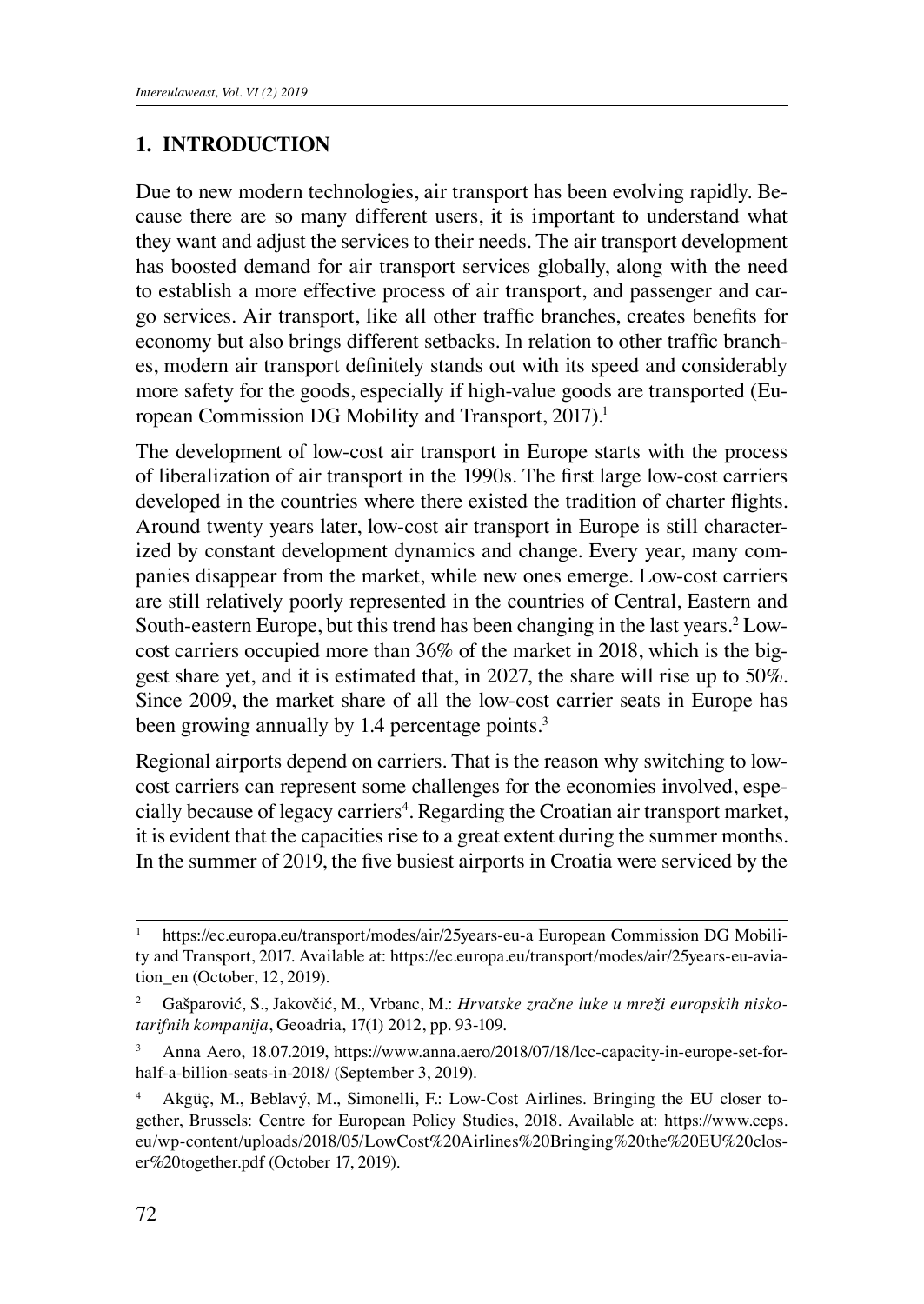## 1. INTRODUCTION

Due to new modern technologies, air transport has been evolving rapidly. Because there are so many different users, it is important to understand what they want and adjust the services to their needs. The air transport development has boosted demand for air transport services globally, along with the need to establish a more effective process of air transport, and passenger and cargo services. Air transport, like all other traffic branches, creates benefits for economy but also brings different setbacks. In relation to other traffic branches, modern air transport definitely stands out with its speed and considerably more safety for the goods, especially if high-value goods are transported (European Commission DG Mobility and Transport, 2017).[1]

The development of low-cost air transport in Europe starts with the process of liberalization of air transport in the 1990s. The first large low-cost carriers developed in the countries where there existed the tradition of charter flights. Around twenty years later, low-cost air transport in Europe is still characterized by constant development dynamics and change. Every year, many companies disappear from the market, while new ones emerge. Low-cost carriers are still relatively poorly represented in the countries of Central, Eastern and South-eastern Europe, but this trend has been changing in the last years.[2] Low-cost carriers occupied more than 36% of the market in 2018, which is the biggest share yet, and it is estimated that, in 2027, the share will rise up to 50%. Since 2009, the market share of all the low-cost carrier seats in Europe has been growing annually by 1.4 percentage points.[3]

Regional airports depend on carriers. That is the reason why switching to low-cost carriers can represent some challenges for the economies involved, especially because of legacy carriers[4]. Regarding the Croatian air transport market, it is evident that the capacities rise to a great extent during the summer months. In the summer of 2019, the five busiest airports in Croatia were serviced by the

---

[1] https://ec.europa.eu/transport/modes/air/25years-eu-a European Commission DG Mobility and Transport, 2017. Available at: https://ec.europa.eu/transport/modes/air/25years-eu-aviation_en (October, 12, 2019).

[2] Gašparović, S., Jakovčić, M., Vrbanc, M.: *Hrvatske zračne luke u mreži europskih niskotarifnih kompanija*, Geoadria, 17(1) 2012, pp. 93-109.

[3] Anna Aero, 18.07.2019, https://www.anna.aero/2018/07/18/lcc-capacity-in-europe-set-for-half-a-billion-seats-in-2018/ (September 3, 2019).

[4] Akgüç, M., Beblavý, M., Simonelli, F.: Low-Cost Airlines. Bringing the EU closer together, Brussels: Centre for European Policy Studies, 2018. Available at: https://www.ceps.eu/wp-content/uploads/2018/05/LowCost%20Airlines%20Bringing%20the%20EU%20closer%20together.pdf (October 17, 2019).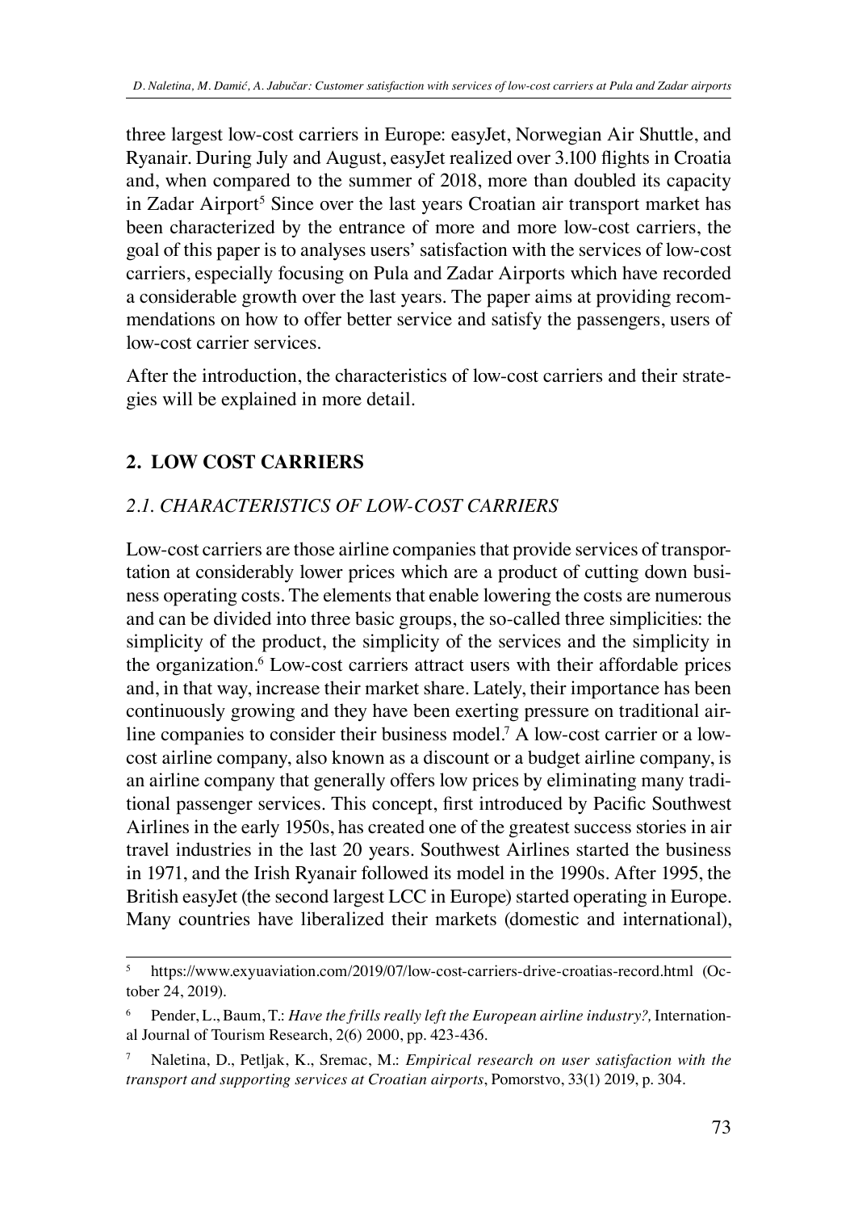three largest low-cost carriers in Europe: easyJet, Norwegian Air Shuttle, and Ryanair. During July and August, easyJet realized over 3.100 flights in Croatia and, when compared to the summer of 2018, more than doubled its capacity in Zadar Airport[5] Since over the last years Croatian air transport market has been characterized by the entrance of more and more low-cost carriers, the goal of this paper is to analyses users' satisfaction with the services of low-cost carriers, especially focusing on Pula and Zadar Airports which have recorded a considerable growth over the last years. The paper aims at providing recommendations on how to offer better service and satisfy the passengers, users of low-cost carrier services.

After the introduction, the characteristics of low-cost carriers and their strategies will be explained in more detail.

## 2. LOW COST CARRIERS

### *2.1. CHARACTERISTICS OF LOW-COST CARRIERS*

Low-cost carriers are those airline companies that provide services of transportation at considerably lower prices which are a product of cutting down business operating costs. The elements that enable lowering the costs are numerous and can be divided into three basic groups, the so-called three simplicities: the simplicity of the product, the simplicity of the services and the simplicity in the organization.[6] Low-cost carriers attract users with their affordable prices and, in that way, increase their market share. Lately, their importance has been continuously growing and they have been exerting pressure on traditional airline companies to consider their business model.[7] A low-cost carrier or a low-cost airline company, also known as a discount or a budget airline company, is an airline company that generally offers low prices by eliminating many traditional passenger services. This concept, first introduced by Pacific Southwest Airlines in the early 1950s, has created one of the greatest success stories in air travel industries in the last 20 years. Southwest Airlines started the business in 1971, and the Irish Ryanair followed its model in the 1990s. After 1995, the British easyJet (the second largest LCC in Europe) started operating in Europe. Many countries have liberalized their markets (domestic and international),

---

[5] https://www.exyuaviation.com/2019/07/low-cost-carriers-drive-croatias-record.html (October 24, 2019).

[6] Pender, L., Baum, T.: *Have the frills really left the European airline industry?,* International Journal of Tourism Research, 2(6) 2000, pp. 423-436.

[7] Naletina, D., Petljak, K., Sremac, M.: *Empirical research on user satisfaction with the transport and supporting services at Croatian airports*, Pomorstvo, 33(1) 2019, p. 304.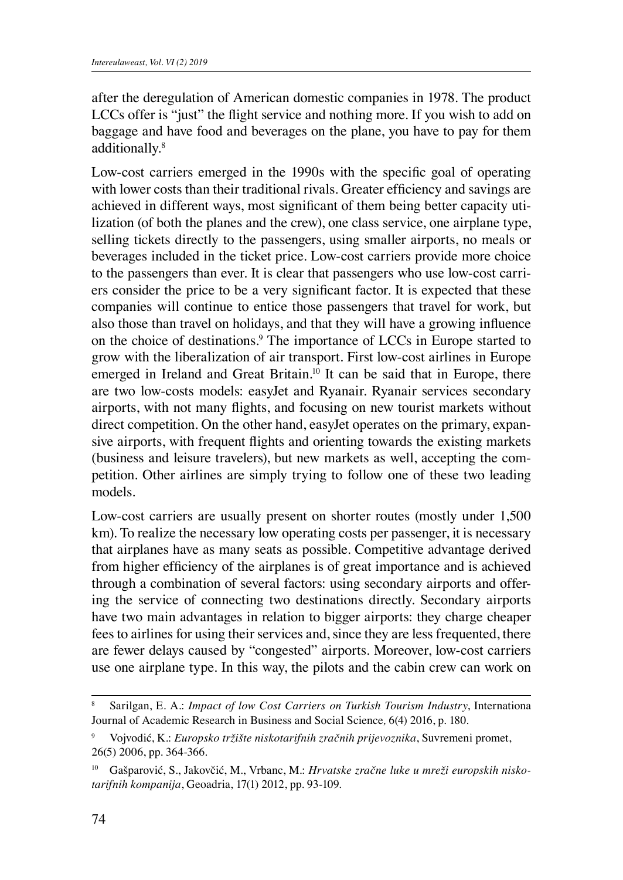after the deregulation of American domestic companies in 1978. The product LCCs offer is "just" the flight service and nothing more. If you wish to add on baggage and have food and beverages on the plane, you have to pay for them additionally.[8]

Low-cost carriers emerged in the 1990s with the specific goal of operating with lower costs than their traditional rivals. Greater efficiency and savings are achieved in different ways, most significant of them being better capacity utilization (of both the planes and the crew), one class service, one airplane type, selling tickets directly to the passengers, using smaller airports, no meals or beverages included in the ticket price. Low-cost carriers provide more choice to the passengers than ever. It is clear that passengers who use low-cost carriers consider the price to be a very significant factor. It is expected that these companies will continue to entice those passengers that travel for work, but also those than travel on holidays, and that they will have a growing influence on the choice of destinations.[9] The importance of LCCs in Europe started to grow with the liberalization of air transport. First low-cost airlines in Europe emerged in Ireland and Great Britain.[10] It can be said that in Europe, there are two low-costs models: easyJet and Ryanair. Ryanair services secondary airports, with not many flights, and focusing on new tourist markets without direct competition. On the other hand, easyJet operates on the primary, expansive airports, with frequent flights and orienting towards the existing markets (business and leisure travelers), but new markets as well, accepting the competition. Other airlines are simply trying to follow one of these two leading models.

Low-cost carriers are usually present on shorter routes (mostly under 1,500 km). To realize the necessary low operating costs per passenger, it is necessary that airplanes have as many seats as possible. Competitive advantage derived from higher efficiency of the airplanes is of great importance and is achieved through a combination of several factors: using secondary airports and offering the service of connecting two destinations directly. Secondary airports have two main advantages in relation to bigger airports: they charge cheaper fees to airlines for using their services and, since they are less frequented, there are fewer delays caused by "congested" airports. Moreover, low-cost carriers use one airplane type. In this way, the pilots and the cabin crew can work on

---

[8] Sarilgan, E. A.: *Impact of low Cost Carriers on Turkish Tourism Industry*, Internationa Journal of Academic Research in Business and Social Science, 6(4) 2016, p. 180.

[9] Vojvodić, K.: *Europsko tržište niskotarifnih zračnih prijevoznika*, Suvremeni promet, 26(5) 2006, pp. 364-366.

[10] Gašparović, S., Jakovčić, M., Vrbanc, M.: *Hrvatske zračne luke u mreži europskih niskotarifnih kompanija*, Geoadria, 17(1) 2012, pp. 93-109.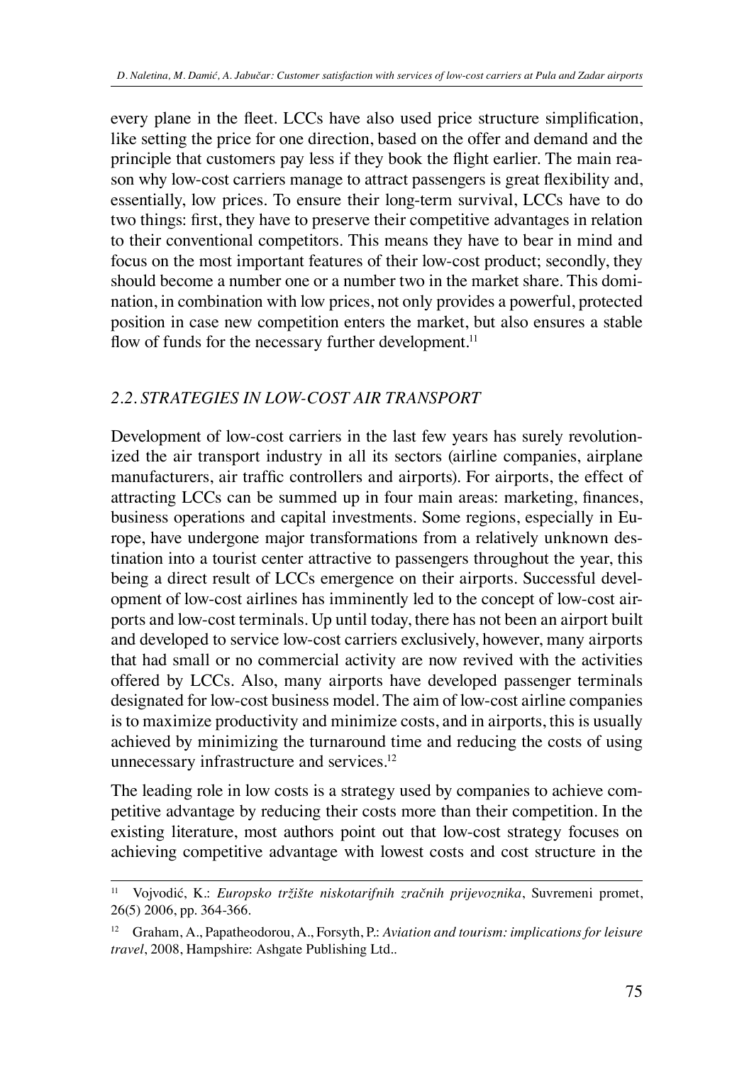every plane in the fleet. LCCs have also used price structure simplification, like setting the price for one direction, based on the offer and demand and the principle that customers pay less if they book the flight earlier. The main reason why low-cost carriers manage to attract passengers is great flexibility and, essentially, low prices. To ensure their long-term survival, LCCs have to do two things: first, they have to preserve their competitive advantages in relation to their conventional competitors. This means they have to bear in mind and focus on the most important features of their low-cost product; secondly, they should become a number one or a number two in the market share. This domination, in combination with low prices, not only provides a powerful, protected position in case new competition enters the market, but also ensures a stable flow of funds for the necessary further development.[11]

### *2.2. STRATEGIES IN LOW-COST AIR TRANSPORT*

Development of low-cost carriers in the last few years has surely revolutionized the air transport industry in all its sectors (airline companies, airplane manufacturers, air traffic controllers and airports). For airports, the effect of attracting LCCs can be summed up in four main areas: marketing, finances, business operations and capital investments. Some regions, especially in Europe, have undergone major transformations from a relatively unknown destination into a tourist center attractive to passengers throughout the year, this being a direct result of LCCs emergence on their airports. Successful development of low-cost airlines has imminently led to the concept of low-cost airports and low-cost terminals. Up until today, there has not been an airport built and developed to service low-cost carriers exclusively, however, many airports that had small or no commercial activity are now revived with the activities offered by LCCs. Also, many airports have developed passenger terminals designated for low-cost business model. The aim of low-cost airline companies is to maximize productivity and minimize costs, and in airports, this is usually achieved by minimizing the turnaround time and reducing the costs of using unnecessary infrastructure and services.[12]

The leading role in low costs is a strategy used by companies to achieve competitive advantage by reducing their costs more than their competition. In the existing literature, most authors point out that low-cost strategy focuses on achieving competitive advantage with lowest costs and cost structure in the

---

[11] Vojvodić, K.: *Europsko tržište niskotarifnih zračnih prijevoznika*, Suvremeni promet, 26(5) 2006, pp. 364-366.

[12] Graham, A., Papatheodorou, A., Forsyth, P.: *Aviation and tourism: implications for leisure travel*, 2008, Hampshire: Ashgate Publishing Ltd..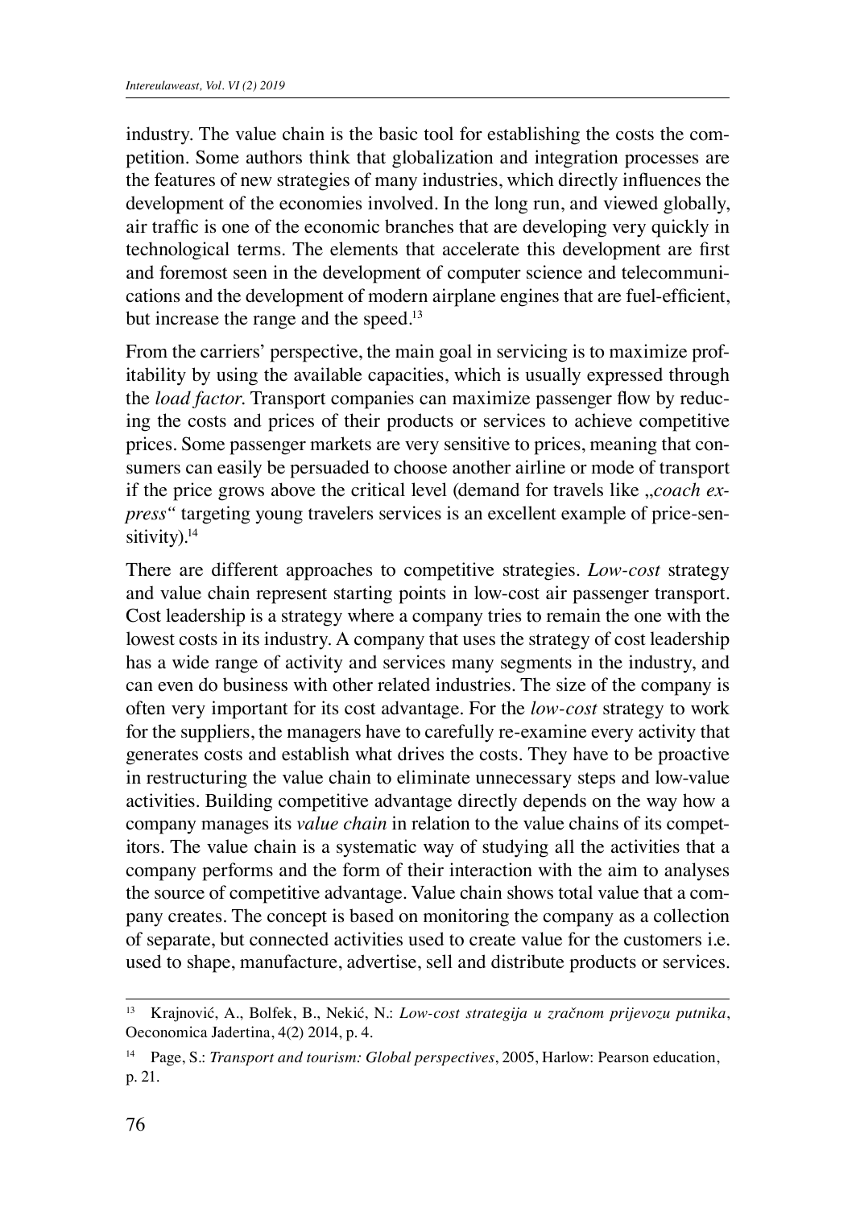industry. The value chain is the basic tool for establishing the costs the competition. Some authors think that globalization and integration processes are the features of new strategies of many industries, which directly influences the development of the economies involved. In the long run, and viewed globally, air traffic is one of the economic branches that are developing very quickly in technological terms. The elements that accelerate this development are first and foremost seen in the development of computer science and telecommunications and the development of modern airplane engines that are fuel-efficient, but increase the range and the speed.[13]

From the carriers' perspective, the main goal in servicing is to maximize profitability by using the available capacities, which is usually expressed through the *load factor*. Transport companies can maximize passenger flow by reducing the costs and prices of their products or services to achieve competitive prices. Some passenger markets are very sensitive to prices, meaning that consumers can easily be persuaded to choose another airline or mode of transport if the price grows above the critical level (demand for travels like „*coach express*" targeting young travelers services is an excellent example of price-sensitivity).[14]

There are different approaches to competitive strategies. *Low-cost* strategy and value chain represent starting points in low-cost air passenger transport. Cost leadership is a strategy where a company tries to remain the one with the lowest costs in its industry. A company that uses the strategy of cost leadership has a wide range of activity and services many segments in the industry, and can even do business with other related industries. The size of the company is often very important for its cost advantage. For the *low-cost* strategy to work for the suppliers, the managers have to carefully re-examine every activity that generates costs and establish what drives the costs. They have to be proactive in restructuring the value chain to eliminate unnecessary steps and low-value activities. Building competitive advantage directly depends on the way how a company manages its *value chain* in relation to the value chains of its competitors. The value chain is a systematic way of studying all the activities that a company performs and the form of their interaction with the aim to analyses the source of competitive advantage. Value chain shows total value that a company creates. The concept is based on monitoring the company as a collection of separate, but connected activities used to create value for the customers i.e. used to shape, manufacture, advertise, sell and distribute products or services.

---

[13] Krajnović, A., Bolfek, B., Nekić, N.: *Low-cost strategija u zračnom prijevozu putnika*, Oeconomica Jadertina, 4(2) 2014, p. 4.

[14] Page, S.: *Transport and tourism: Global perspectives*, 2005, Harlow: Pearson education, p. 21.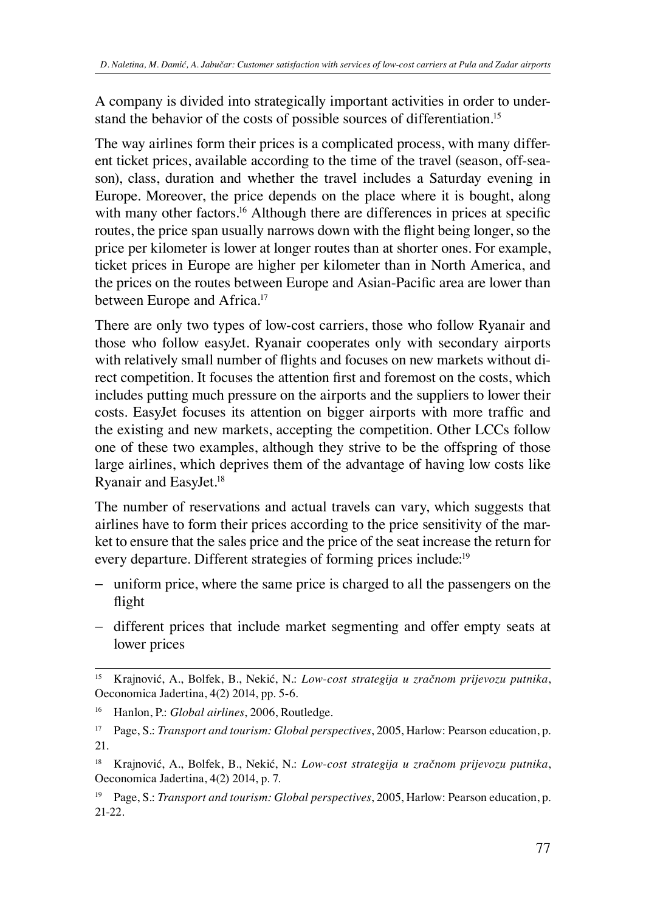A company is divided into strategically important activities in order to understand the behavior of the costs of possible sources of differentiation.[15]

The way airlines form their prices is a complicated process, with many different ticket prices, available according to the time of the travel (season, off-season), class, duration and whether the travel includes a Saturday evening in Europe. Moreover, the price depends on the place where it is bought, along with many other factors.[16] Although there are differences in prices at specific routes, the price span usually narrows down with the flight being longer, so the price per kilometer is lower at longer routes than at shorter ones. For example, ticket prices in Europe are higher per kilometer than in North America, and the prices on the routes between Europe and Asian-Pacific area are lower than between Europe and Africa.[17]

There are only two types of low-cost carriers, those who follow Ryanair and those who follow easyJet. Ryanair cooperates only with secondary airports with relatively small number of flights and focuses on new markets without direct competition. It focuses the attention first and foremost on the costs, which includes putting much pressure on the airports and the suppliers to lower their costs. EasyJet focuses its attention on bigger airports with more traffic and the existing and new markets, accepting the competition. Other LCCs follow one of these two examples, although they strive to be the offspring of those large airlines, which deprives them of the advantage of having low costs like Ryanair and EasyJet.[18]

The number of reservations and actual travels can vary, which suggests that airlines have to form their prices according to the price sensitivity of the market to ensure that the sales price and the price of the seat increase the return for every departure. Different strategies of forming prices include:[19]

- uniform price, where the same price is charged to all the passengers on the flight
- different prices that include market segmenting and offer empty seats at lower prices

---

[15] Krajnović, A., Bolfek, B., Nekić, N.: *Low-cost strategija u zračnom prijevozu putnika*, Oeconomica Jadertina, 4(2) 2014, pp. 5-6.

[16] Hanlon, P.: *Global airlines*, 2006, Routledge.

[17] Page, S.: *Transport and tourism: Global perspectives*, 2005, Harlow: Pearson education, p. 21.

[18] Krajnović, A., Bolfek, B., Nekić, N.: *Low-cost strategija u zračnom prijevozu putnika*, Oeconomica Jadertina, 4(2) 2014, p. 7.

[19] Page, S.: *Transport and tourism: Global perspectives*, 2005, Harlow: Pearson education, p. 21-22.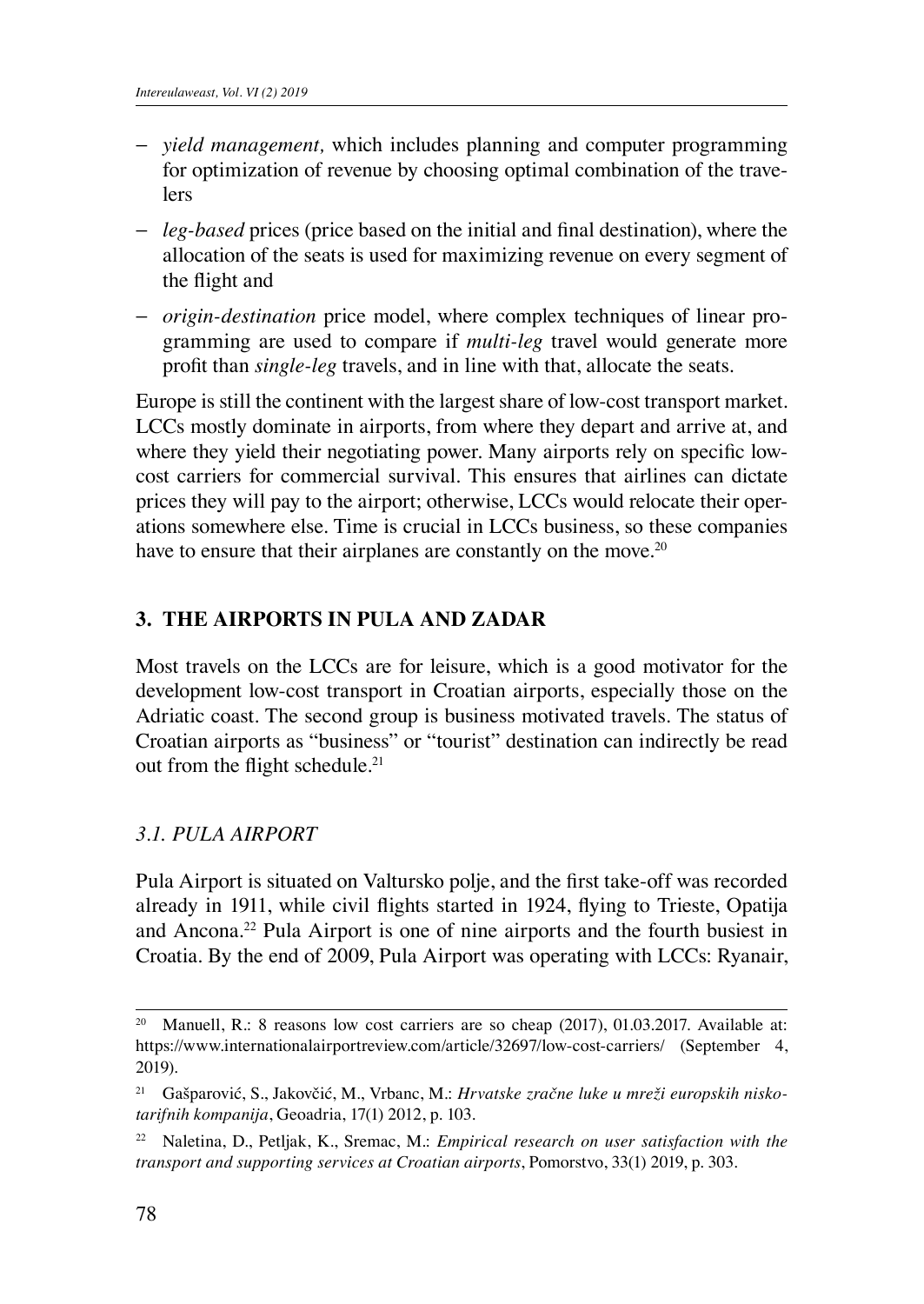- *yield management,* which includes planning and computer programming for optimization of revenue by choosing optimal combination of the travelers
- *leg-based* prices (price based on the initial and final destination), where the allocation of the seats is used for maximizing revenue on every segment of the flight and
- *origin-destination* price model, where complex techniques of linear programming are used to compare if *multi-leg* travel would generate more profit than *single-leg* travels, and in line with that, allocate the seats.

Europe is still the continent with the largest share of low-cost transport market. LCCs mostly dominate in airports, from where they depart and arrive at, and where they yield their negotiating power. Many airports rely on specific low-cost carriers for commercial survival. This ensures that airlines can dictate prices they will pay to the airport; otherwise, LCCs would relocate their operations somewhere else. Time is crucial in LCCs business, so these companies have to ensure that their airplanes are constantly on the move.[20]

## 3. THE AIRPORTS IN PULA AND ZADAR

Most travels on the LCCs are for leisure, which is a good motivator for the development low-cost transport in Croatian airports, especially those on the Adriatic coast. The second group is business motivated travels. The status of Croatian airports as "business" or "tourist" destination can indirectly be read out from the flight schedule.[21]

### *3.1. PULA AIRPORT*

Pula Airport is situated on Valtursko polje, and the first take-off was recorded already in 1911, while civil flights started in 1924, flying to Trieste, Opatija and Ancona.[22] Pula Airport is one of nine airports and the fourth busiest in Croatia. By the end of 2009, Pula Airport was operating with LCCs: Ryanair,

---

[20] Manuell, R.: 8 reasons low cost carriers are so cheap (2017), 01.03.2017. Available at: https://www.internationalairportreview.com/article/32697/low-cost-carriers/ (September 4, 2019).

[21] Gašparović, S., Jakovčić, M., Vrbanc, M.: *Hrvatske zračne luke u mreži europskih niskotarifnih kompanija*, Geoadria, 17(1) 2012, p. 103.

[22] Naletina, D., Petljak, K., Sremac, M.: *Empirical research on user satisfaction with the transport and supporting services at Croatian airports*, Pomorstvo, 33(1) 2019, p. 303.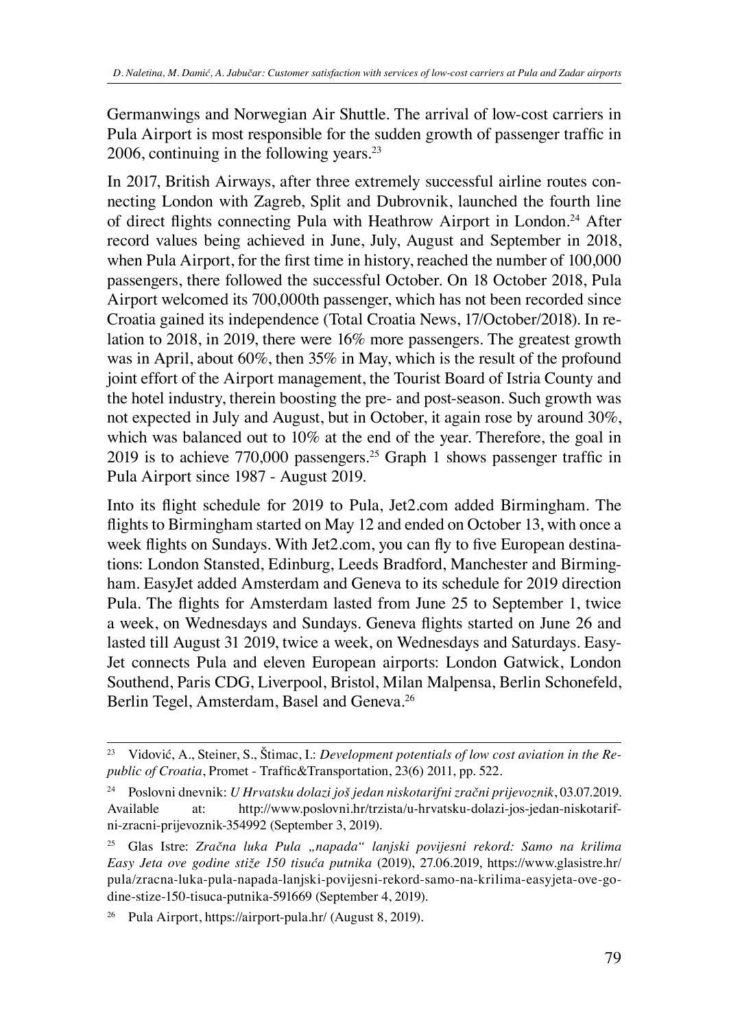Germanwings and Norwegian Air Shuttle. The arrival of low-cost carriers in Pula Airport is most responsible for the sudden growth of passenger traffic in 2006, continuing in the following years.[23]

In 2017, British Airways, after three extremely successful airline routes connecting London with Zagreb, Split and Dubrovnik, launched the fourth line of direct flights connecting Pula with Heathrow Airport in London.[24] After record values being achieved in June, July, August and September in 2018, when Pula Airport, for the first time in history, reached the number of 100,000 passengers, there followed the successful October. On 18 October 2018, Pula Airport welcomed its 700,000th passenger, which has not been recorded since Croatia gained its independence (Total Croatia News, 17/October/2018). In relation to 2018, in 2019, there were 16% more passengers. The greatest growth was in April, about 60%, then 35% in May, which is the result of the profound joint effort of the Airport management, the Tourist Board of Istria County and the hotel industry, therein boosting the pre- and post-season. Such growth was not expected in July and August, but in October, it again rose by around 30%, which was balanced out to 10% at the end of the year. Therefore, the goal in 2019 is to achieve 770,000 passengers.[25] Graph 1 shows passenger traffic in Pula Airport since 1987 - August 2019.

Into its flight schedule for 2019 to Pula, Jet2.com added Birmingham. The flights to Birmingham started on May 12 and ended on October 13, with once a week flights on Sundays. With Jet2.com, you can fly to five European destinations: London Stansted, Edinburg, Leeds Bradford, Manchester and Birmingham. EasyJet added Amsterdam and Geneva to its schedule for 2019 direction Pula. The flights for Amsterdam lasted from June 25 to September 1, twice a week, on Wednesdays and Sundays. Geneva flights started on June 26 and lasted till August 31 2019, twice a week, on Wednesdays and Saturdays. EasyJet connects Pula and eleven European airports: London Gatwick, London Southend, Paris CDG, Liverpool, Bristol, Milan Malpensa, Berlin Schonefeld, Berlin Tegel, Amsterdam, Basel and Geneva.[26]

---

[23] Vidović, A., Steiner, S., Štimac, I.: *Development potentials of low cost aviation in the Republic of Croatia*, Promet - Traffic&Transportation, 23(6) 2011, pp. 522.

[24] Poslovni dnevnik: *U Hrvatsku dolazi još jedan niskotarifni zračni prijevoznik*, 03.07.2019. Available at: http://www.poslovni.hr/trzista/u-hrvatsku-dolazi-jos-jedan-niskotarifni-zracni-prijevoznik-354992 (September 3, 2019).

[25] Glas Istre: *Zračna luka Pula „napada" lanjski povijesni rekord: Samo na krilima Easy Jeta ove godine stiže 150 tisuća putnika* (2019), 27.06.2019, https://www.glasistre.hr/pula/zracna-luka-pula-napada-lanjski-povijesni-rekord-samo-na-krilima-easyjeta-ove-godine-stize-150-tisuca-putnika-591669 (September 4, 2019).

[26] Pula Airport, https://airport-pula.hr/ (August 8, 2019).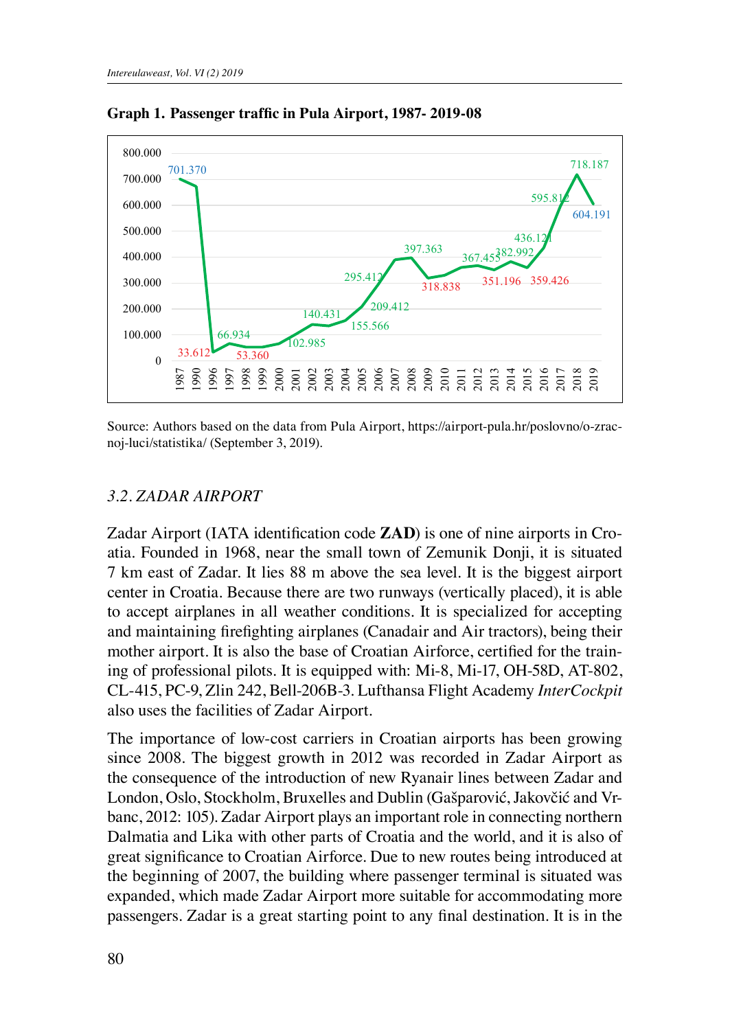**Graph 1. Passenger traffic in Pula Airport, 1987- 2019-08**

Source: Authors based on the data from Pula Airport, https://airport-pula.hr/poslovno/o-zracnoj-luci/statistika/ (September 3, 2019).

### 3.2. ZADAR AIRPORT

Zadar Airport (IATA identification code **ZAD**) is one of nine airports in Croatia. Founded in 1968, near the small town of Zemunik Donji, it is situated 7 km east of Zadar. It lies 88 m above the sea level. It is the biggest airport center in Croatia. Because there are two runways (vertically placed), it is able to accept airplanes in all weather conditions. It is specialized for accepting and maintaining firefighting airplanes (Canadair and Air tractors), being their mother airport. It is also the base of Croatian Airforce, certified for the training of professional pilots. It is equipped with: Mi-8, Mi-17, OH-58D, AT-802, CL-415, PC-9, Zlin 242, Bell-206B-3. Lufthansa Flight Academy *InterCockpit* also uses the facilities of Zadar Airport.

The importance of low-cost carriers in Croatian airports has been growing since 2008. The biggest growth in 2012 was recorded in Zadar Airport as the consequence of the introduction of new Ryanair lines between Zadar and London, Oslo, Stockholm, Bruxelles and Dublin (Gašparović, Jakovčić and Vrbanc, 2012: 105). Zadar Airport plays an important role in connecting northern Dalmatia and Lika with other parts of Croatia and the world, and it is also of great significance to Croatian Airforce. Due to new routes being introduced at the beginning of 2007, the building where passenger terminal is situated was expanded, which made Zadar Airport more suitable for accommodating more passengers. Zadar is a great starting point to any final destination. It is in the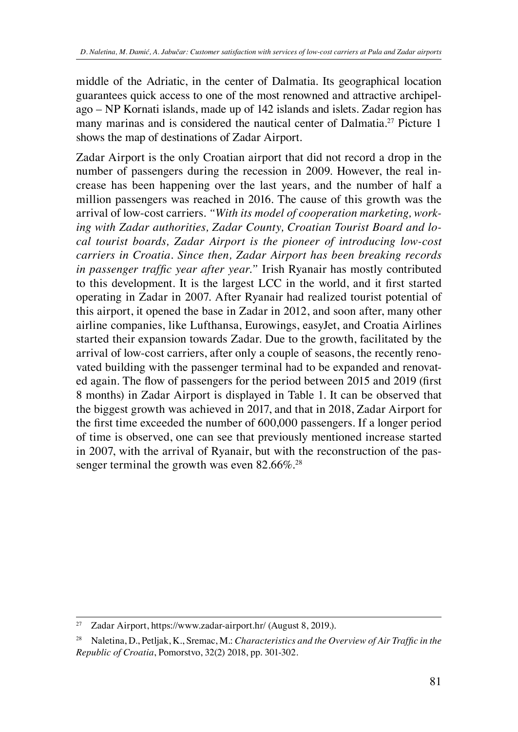middle of the Adriatic, in the center of Dalmatia. Its geographical location guarantees quick access to one of the most renowned and attractive archipelago – NP Kornati islands, made up of 142 islands and islets. Zadar region has many marinas and is considered the nautical center of Dalmatia.[27] Picture 1 shows the map of destinations of Zadar Airport.

Zadar Airport is the only Croatian airport that did not record a drop in the number of passengers during the recession in 2009. However, the real increase has been happening over the last years, and the number of half a million passengers was reached in 2016. The cause of this growth was the arrival of low-cost carriers. *"With its model of cooperation marketing, working with Zadar authorities, Zadar County, Croatian Tourist Board and local tourist boards, Zadar Airport is the pioneer of introducing low-cost carriers in Croatia. Since then, Zadar Airport has been breaking records in passenger traffic year after year."* Irish Ryanair has mostly contributed to this development. It is the largest LCC in the world, and it first started operating in Zadar in 2007. After Ryanair had realized tourist potential of this airport, it opened the base in Zadar in 2012, and soon after, many other airline companies, like Lufthansa, Eurowings, easyJet, and Croatia Airlines started their expansion towards Zadar. Due to the growth, facilitated by the arrival of low-cost carriers, after only a couple of seasons, the recently renovated building with the passenger terminal had to be expanded and renovated again. The flow of passengers for the period between 2015 and 2019 (first 8 months) in Zadar Airport is displayed in Table 1. It can be observed that the biggest growth was achieved in 2017, and that in 2018, Zadar Airport for the first time exceeded the number of 600,000 passengers. If a longer period of time is observed, one can see that previously mentioned increase started in 2007, with the arrival of Ryanair, but with the reconstruction of the passenger terminal the growth was even 82.66%.[28]

---

[27] Zadar Airport, https://www.zadar-airport.hr/ (August 8, 2019.).

[28] Naletina, D., Petljak, K., Sremac, M.: *Characteristics and the Overview of Air Traffic in the Republic of Croatia*, Pomorstvo, 32(2) 2018, pp. 301-302.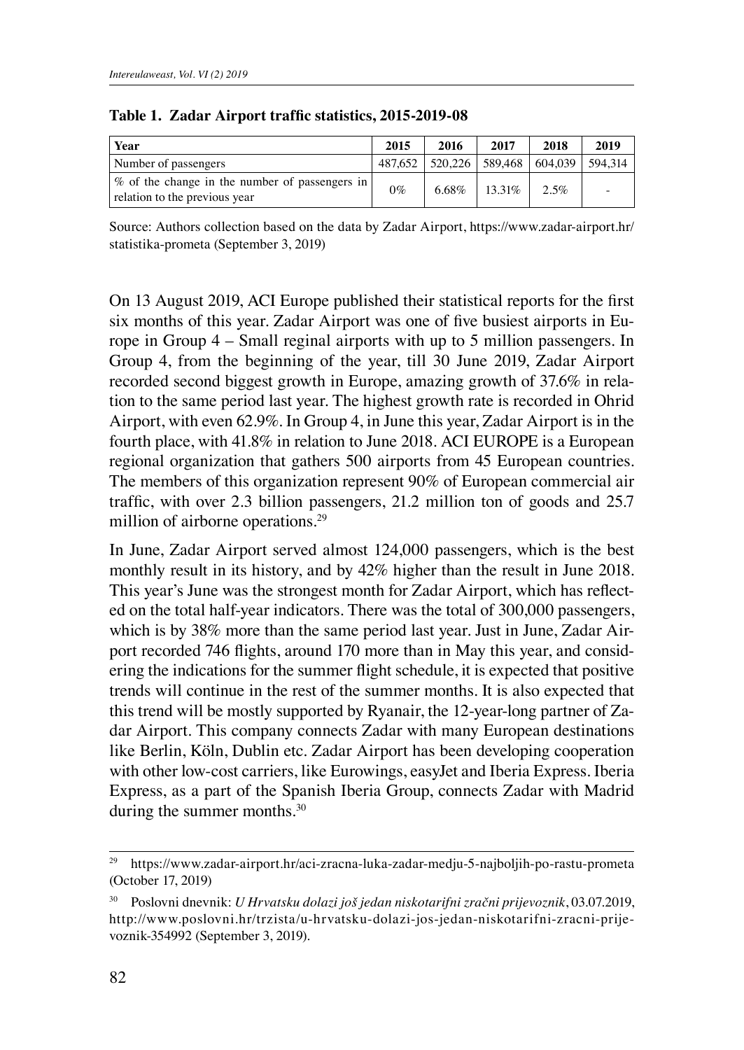**Table 1. Zadar Airport traffic statistics, 2015-2019-08**

| Year | 2015 | 2016 | 2017 | 2018 | 2019 |
|---|---|---|---|---|---|
| Number of passengers | 487,652 | 520,226 | 589,468 | 604,039 | 594,314 |
| % of the change in the number of passengers in relation to the previous year | 0% | 6.68% | 13.31% | 2.5% | - |

Source: Authors collection based on the data by Zadar Airport, https://www.zadar-airport.hr/statistika-prometa (September 3, 2019)

On 13 August 2019, ACI Europe published their statistical reports for the first six months of this year. Zadar Airport was one of five busiest airports in Europe in Group 4 – Small reginal airports with up to 5 million passengers. In Group 4, from the beginning of the year, till 30 June 2019, Zadar Airport recorded second biggest growth in Europe, amazing growth of 37.6% in relation to the same period last year. The highest growth rate is recorded in Ohrid Airport, with even 62.9%. In Group 4, in June this year, Zadar Airport is in the fourth place, with 41.8% in relation to June 2018. ACI EUROPE is a European regional organization that gathers 500 airports from 45 European countries. The members of this organization represent 90% of European commercial air traffic, with over 2.3 billion passengers, 21.2 million ton of goods and 25.7 million of airborne operations.[29]

In June, Zadar Airport served almost 124,000 passengers, which is the best monthly result in its history, and by 42% higher than the result in June 2018. This year's June was the strongest month for Zadar Airport, which has reflected on the total half-year indicators. There was the total of 300,000 passengers, which is by 38% more than the same period last year. Just in June, Zadar Airport recorded 746 flights, around 170 more than in May this year, and considering the indications for the summer flight schedule, it is expected that positive trends will continue in the rest of the summer months. It is also expected that this trend will be mostly supported by Ryanair, the 12-year-long partner of Zadar Airport. This company connects Zadar with many European destinations like Berlin, Köln, Dublin etc. Zadar Airport has been developing cooperation with other low-cost carriers, like Eurowings, easyJet and Iberia Express. Iberia Express, as a part of the Spanish Iberia Group, connects Zadar with Madrid during the summer months.[30]

---

[29] https://www.zadar-airport.hr/aci-zracna-luka-zadar-medju-5-najboljih-po-rastu-prometa (October 17, 2019)

[30] Poslovni dnevnik: *U Hrvatsku dolazi još jedan niskotarifni zračni prijevoznik*, 03.07.2019, http://www.poslovni.hr/trzista/u-hrvatsku-dolazi-jos-jedan-niskotarifni-zracni-prijevoznik-354992 (September 3, 2019).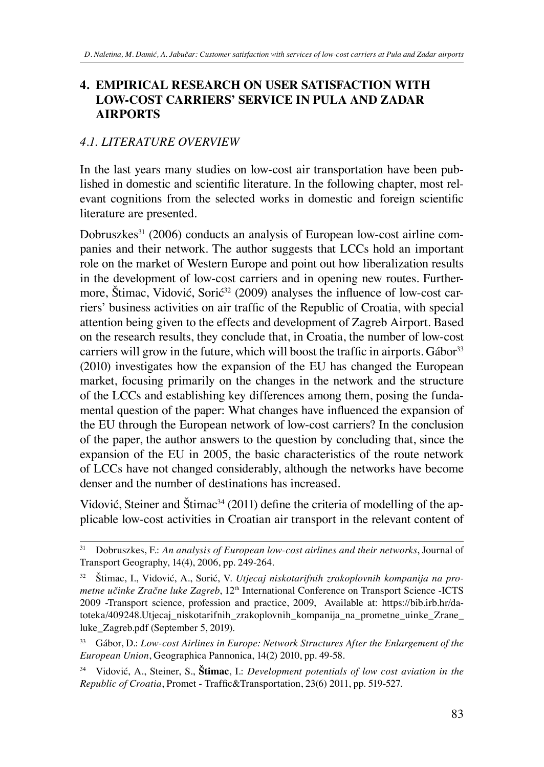## 4. EMPIRICAL RESEARCH ON USER SATISFACTION WITH LOW-COST CARRIERS' SERVICE IN PULA AND ZADAR AIRPORTS

### *4.1. LITERATURE OVERVIEW*

In the last years many studies on low-cost air transportation have been published in domestic and scientific literature. In the following chapter, most relevant cognitions from the selected works in domestic and foreign scientific literature are presented.

Dobruszkes[31] (2006) conducts an analysis of European low-cost airline companies and their network. The author suggests that LCCs hold an important role on the market of Western Europe and point out how liberalization results in the development of low-cost carriers and in opening new routes. Furthermore, Štimac, Vidović, Sorić[32] (2009) analyses the influence of low-cost carriers' business activities on air traffic of the Republic of Croatia, with special attention being given to the effects and development of Zagreb Airport. Based on the research results, they conclude that, in Croatia, the number of low-cost carriers will grow in the future, which will boost the traffic in airports. Gábor[33] (2010) investigates how the expansion of the EU has changed the European market, focusing primarily on the changes in the network and the structure of the LCCs and establishing key differences among them, posing the fundamental question of the paper: What changes have influenced the expansion of the EU through the European network of low-cost carriers? In the conclusion of the paper, the author answers to the question by concluding that, since the expansion of the EU in 2005, the basic characteristics of the route network of LCCs have not changed considerably, although the networks have become denser and the number of destinations has increased.

Vidović, Steiner and Štimac[34] (2011) define the criteria of modelling of the applicable low-cost activities in Croatian air transport in the relevant content of

---

[31] Dobruszkes, F.: *An analysis of European low-cost airlines and their networks*, Journal of Transport Geography, 14(4), 2006, pp. 249-264.

[32] Štimac, I., Vidović, A., Sorić, V. *Utjecaj niskotarifnih zrakoplovnih kompanija na prometne učinke Zračne luke Zagreb*, 12th International Conference on Transport Science -ICTS 2009 -Transport science, profession and practice, 2009, Available at: https://bib.irb.hr/datoteka/409248.Utjecaj_niskotarifnih_zrakoplovnih_kompanija_na_prometne_uinke_Zrane_luke_Zagreb.pdf (September 5, 2019).

[33] Gábor, D.: *Low-cost Airlines in Europe: Network Structures After the Enlargement of the European Union*, Geographica Pannonica, 14(2) 2010, pp. 49-58.

[34] Vidović, A., Steiner, S., **Štimac**, I.: *Development potentials of low cost aviation in the Republic of Croatia*, Promet - Traffic&Transportation, 23(6) 2011, pp. 519-527.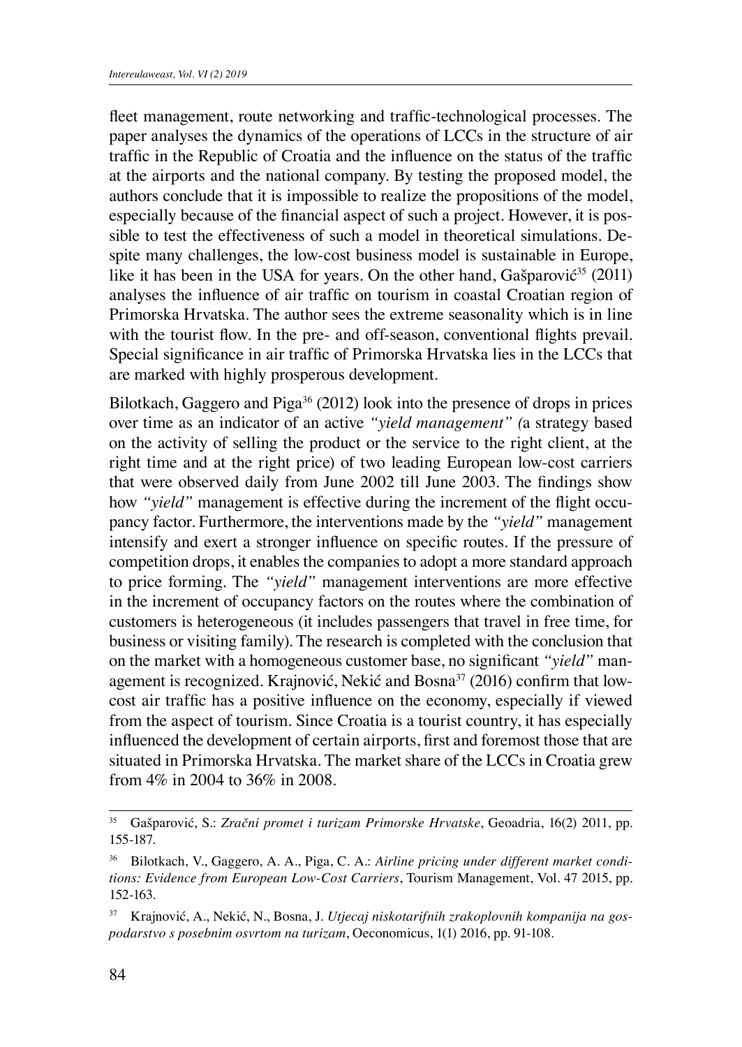fleet management, route networking and traffic-technological processes. The paper analyses the dynamics of the operations of LCCs in the structure of air traffic in the Republic of Croatia and the influence on the status of the traffic at the airports and the national company. By testing the proposed model, the authors conclude that it is impossible to realize the propositions of the model, especially because of the financial aspect of such a project. However, it is possible to test the effectiveness of such a model in theoretical simulations. Despite many challenges, the low-cost business model is sustainable in Europe, like it has been in the USA for years. On the other hand, Gašparović[35] (2011) analyses the influence of air traffic on tourism in coastal Croatian region of Primorska Hrvatska. The author sees the extreme seasonality which is in line with the tourist flow. In the pre- and off-season, conventional flights prevail. Special significance in air traffic of Primorska Hrvatska lies in the LCCs that are marked with highly prosperous development.

Bilotkach, Gaggero and Piga[36] (2012) look into the presence of drops in prices over time as an indicator of an active *"yield management" (*a strategy based on the activity of selling the product or the service to the right client, at the right time and at the right price) of two leading European low-cost carriers that were observed daily from June 2002 till June 2003. The findings show how *"yield"* management is effective during the increment of the flight occupancy factor. Furthermore, the interventions made by the *"yield"* management intensify and exert a stronger influence on specific routes. If the pressure of competition drops, it enables the companies to adopt a more standard approach to price forming. The *"yield"* management interventions are more effective in the increment of occupancy factors on the routes where the combination of customers is heterogeneous (it includes passengers that travel in free time, for business or visiting family). The research is completed with the conclusion that on the market with a homogeneous customer base, no significant *"yield"* management is recognized. Krajnović, Nekić and Bosna[37] (2016) confirm that low-cost air traffic has a positive influence on the economy, especially if viewed from the aspect of tourism. Since Croatia is a tourist country, it has especially influenced the development of certain airports, first and foremost those that are situated in Primorska Hrvatska. The market share of the LCCs in Croatia grew from 4% in 2004 to 36% in 2008.

---

[35] Gašparović, S.: *Zračni promet i turizam Primorske Hrvatske*, Geoadria, 16(2) 2011, pp. 155-187.

[36] Bilotkach, V., Gaggero, A. A., Piga, C. A.: *Airline pricing under different market conditions: Evidence from European Low-Cost Carriers*, Tourism Management, Vol. 47 2015, pp. 152-163.

[37] Krajnović, A., Nekić, N., Bosna, J. *Utjecaj niskotarifnih zrakoplovnih kompanija na gospodarstvo s posebnim osvrtom na turizam*, Oeconomicus, 1(1) 2016, pp. 91-108.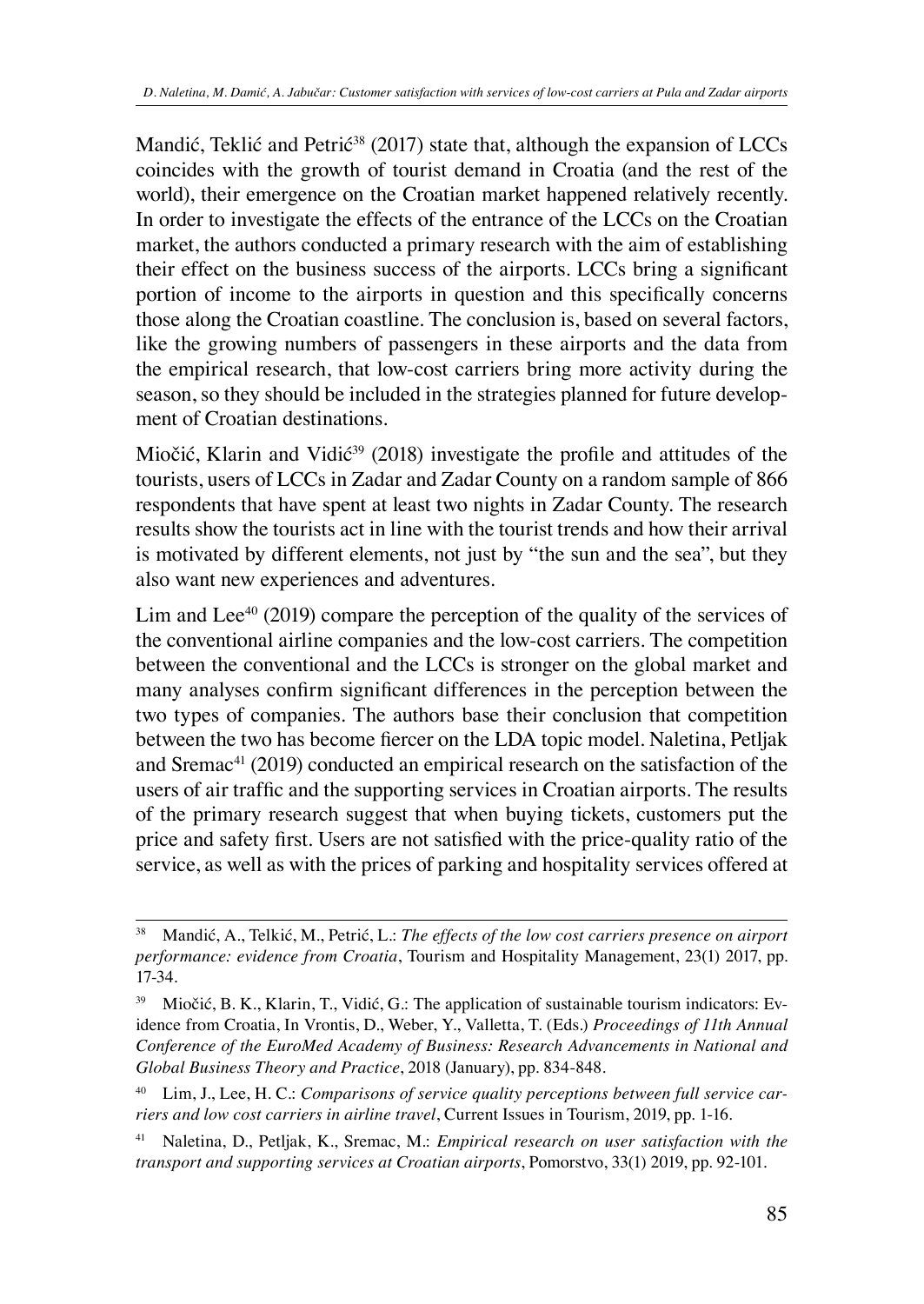Mandić, Teklić and Petrić[38] (2017) state that, although the expansion of LCCs coincides with the growth of tourist demand in Croatia (and the rest of the world), their emergence on the Croatian market happened relatively recently. In order to investigate the effects of the entrance of the LCCs on the Croatian market, the authors conducted a primary research with the aim of establishing their effect on the business success of the airports. LCCs bring a significant portion of income to the airports in question and this specifically concerns those along the Croatian coastline. The conclusion is, based on several factors, like the growing numbers of passengers in these airports and the data from the empirical research, that low-cost carriers bring more activity during the season, so they should be included in the strategies planned for future development of Croatian destinations.

Miočić, Klarin and Vidić[39] (2018) investigate the profile and attitudes of the tourists, users of LCCs in Zadar and Zadar County on a random sample of 866 respondents that have spent at least two nights in Zadar County. The research results show the tourists act in line with the tourist trends and how their arrival is motivated by different elements, not just by "the sun and the sea", but they also want new experiences and adventures.

Lim and Lee[40] (2019) compare the perception of the quality of the services of the conventional airline companies and the low-cost carriers. The competition between the conventional and the LCCs is stronger on the global market and many analyses confirm significant differences in the perception between the two types of companies. The authors base their conclusion that competition between the two has become fiercer on the LDA topic model. Naletina, Petljak and Sremac[41] (2019) conducted an empirical research on the satisfaction of the users of air traffic and the supporting services in Croatian airports. The results of the primary research suggest that when buying tickets, customers put the price and safety first. Users are not satisfied with the price-quality ratio of the service, as well as with the prices of parking and hospitality services offered at

---

[38] Mandić, A., Telkić, M., Petrić, L.: *The effects of the low cost carriers presence on airport performance: evidence from Croatia*, Tourism and Hospitality Management, 23(1) 2017, pp. 17-34.

[39] Miočić, B. K., Klarin, T., Vidić, G.: The application of sustainable tourism indicators: Evidence from Croatia, In Vrontis, D., Weber, Y., Valletta, T. (Eds.) *Proceedings of 11th Annual Conference of the EuroMed Academy of Business: Research Advancements in National and Global Business Theory and Practice*, 2018 (January), pp. 834-848.

[40] Lim, J., Lee, H. C.: *Comparisons of service quality perceptions between full service carriers and low cost carriers in airline travel*, Current Issues in Tourism, 2019, pp. 1-16.

[41] Naletina, D., Petljak, K., Sremac, M.: *Empirical research on user satisfaction with the transport and supporting services at Croatian airports*, Pomorstvo, 33(1) 2019, pp. 92-101.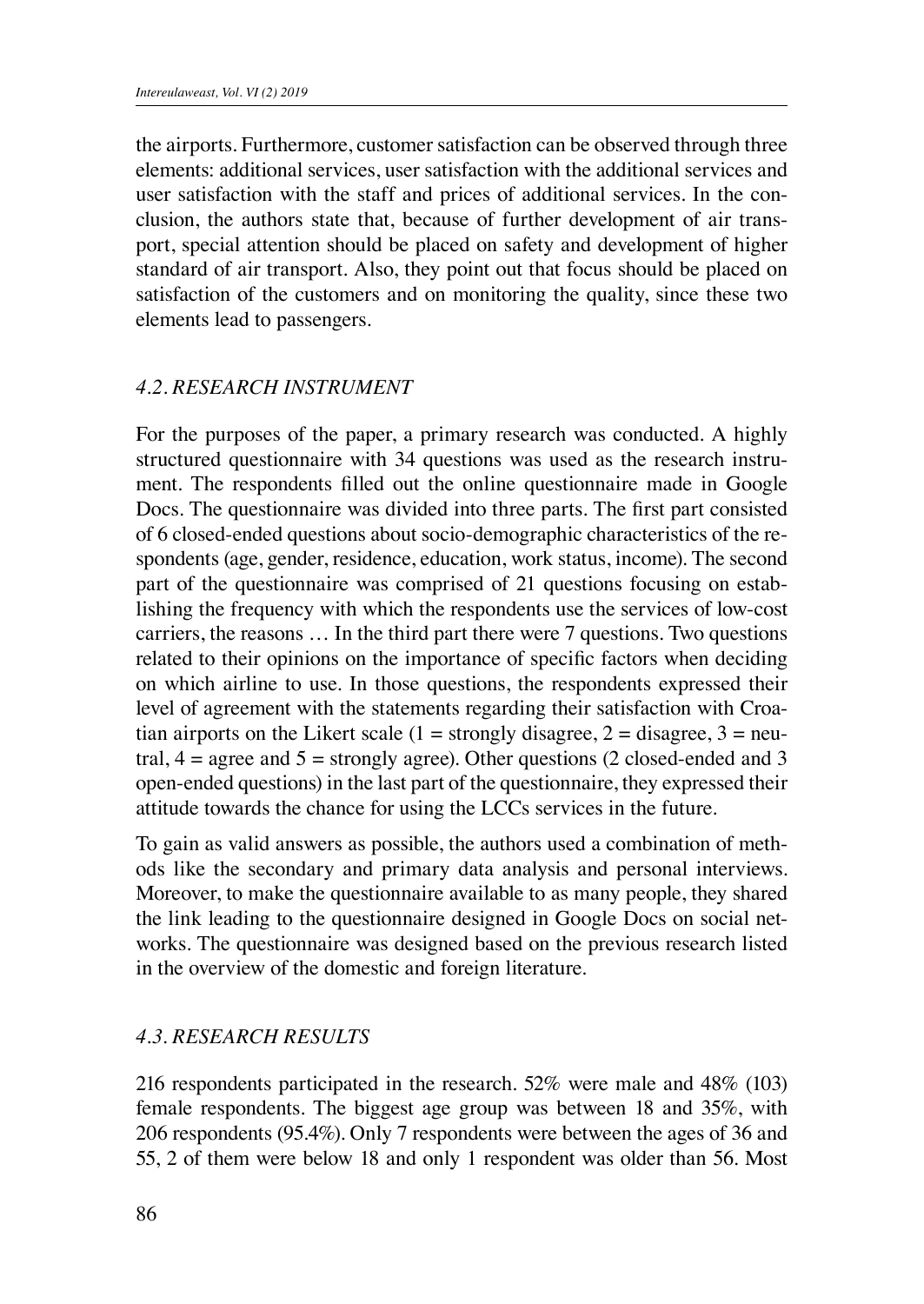the airports. Furthermore, customer satisfaction can be observed through three elements: additional services, user satisfaction with the additional services and user satisfaction with the staff and prices of additional services. In the conclusion, the authors state that, because of further development of air transport, special attention should be placed on safety and development of higher standard of air transport. Also, they point out that focus should be placed on satisfaction of the customers and on monitoring the quality, since these two elements lead to passengers.

### *4.2. RESEARCH INSTRUMENT*

For the purposes of the paper, a primary research was conducted. A highly structured questionnaire with 34 questions was used as the research instrument. The respondents filled out the online questionnaire made in Google Docs. The questionnaire was divided into three parts. The first part consisted of 6 closed-ended questions about socio-demographic characteristics of the respondents (age, gender, residence, education, work status, income). The second part of the questionnaire was comprised of 21 questions focusing on establishing the frequency with which the respondents use the services of low-cost carriers, the reasons … In the third part there were 7 questions. Two questions related to their opinions on the importance of specific factors when deciding on which airline to use. In those questions, the respondents expressed their level of agreement with the statements regarding their satisfaction with Croatian airports on the Likert scale (1 = strongly disagree, 2 = disagree, 3 = neutral, 4 = agree and 5 = strongly agree). Other questions (2 closed-ended and 3 open-ended questions) in the last part of the questionnaire, they expressed their attitude towards the chance for using the LCCs services in the future.

To gain as valid answers as possible, the authors used a combination of methods like the secondary and primary data analysis and personal interviews. Moreover, to make the questionnaire available to as many people, they shared the link leading to the questionnaire designed in Google Docs on social networks. The questionnaire was designed based on the previous research listed in the overview of the domestic and foreign literature.

### *4.3. RESEARCH RESULTS*

216 respondents participated in the research. 52% were male and 48% (103) female respondents. The biggest age group was between 18 and 35%, with 206 respondents (95.4%). Only 7 respondents were between the ages of 36 and 55, 2 of them were below 18 and only 1 respondent was older than 56. Most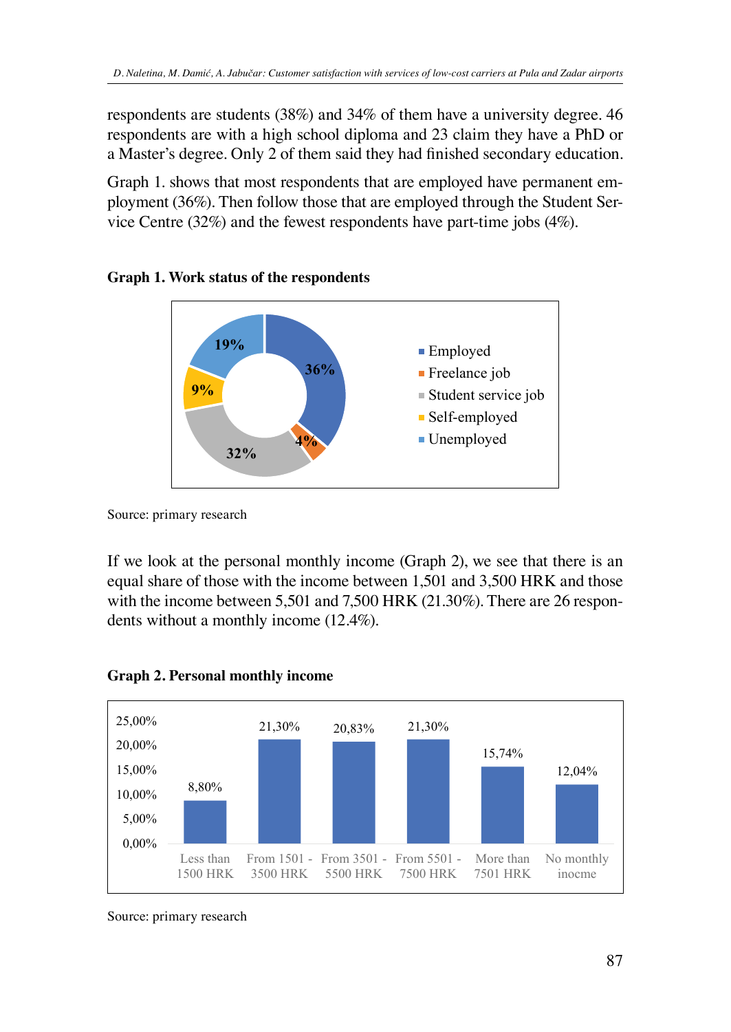respondents are students (38%) and 34% of them have a university degree. 46 respondents are with a high school diploma and 23 claim they have a PhD or a Master's degree. Only 2 of them said they had finished secondary education.

Graph 1. shows that most respondents that are employed have permanent employment (36%). Then follow those that are employed through the Student Service Centre (32%) and the fewest respondents have part-time jobs (4%).

**Graph 1. Work status of the respondents**

| Work status | Share |
|---|---|
| Employed | 36% |
| Freelance job | 4% |
| Student service job | 32% |
| Self-employed | 9% |
| Unemployed | 19% |

Source: primary research

If we look at the personal monthly income (Graph 2), we see that there is an equal share of those with the income between 1,501 and 3,500 HRK and those with the income between 5,501 and 7,500 HRK (21.30%). There are 26 respondents without a monthly income (12.4%).

**Graph 2. Personal monthly income**

| Personal monthly income | Share |
|---|---|
| Less than 1500 HRK | 8,80% |
| From 1501 - 3500 HRK | 21,30% |
| From 3501 - 5500 HRK | 20,83% |
| From 5501 - 7500 HRK | 21,30% |
| More than 7501 HRK | 15,74% |
| No monthly inocme | 12,04% |

Source: primary research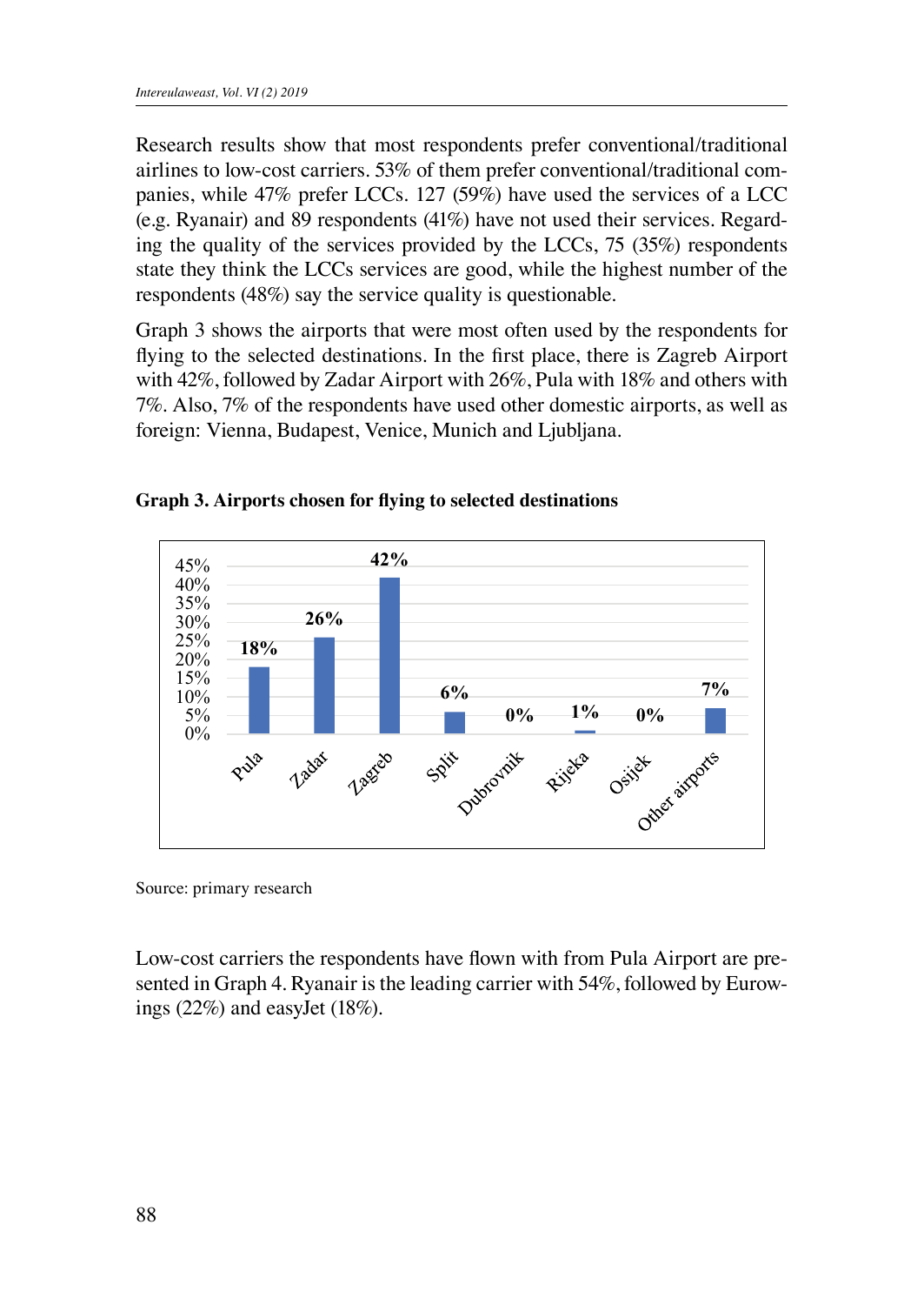Research results show that most respondents prefer conventional/traditional airlines to low-cost carriers. 53% of them prefer conventional/traditional companies, while 47% prefer LCCs. 127 (59%) have used the services of a LCC (e.g. Ryanair) and 89 respondents (41%) have not used their services. Regarding the quality of the services provided by the LCCs, 75 (35%) respondents state they think the LCCs services are good, while the highest number of the respondents (48%) say the service quality is questionable.

Graph 3 shows the airports that were most often used by the respondents for flying to the selected destinations. In the first place, there is Zagreb Airport with 42%, followed by Zadar Airport with 26%, Pula with 18% and others with 7%. Also, 7% of the respondents have used other domestic airports, as well as foreign: Vienna, Budapest, Venice, Munich and Ljubljana.

**Graph 3. Airports chosen for flying to selected destinations**

| Airport | Share |
|---|---|
| Pula | 18% |
| Zadar | 26% |
| Zagreb | 42% |
| Split | 6% |
| Dubrovnik | 0% |
| Rijeka | 1% |
| Osijek | 0% |
| Other airports | 7% |

Source: primary research

Low-cost carriers the respondents have flown with from Pula Airport are presented in Graph 4. Ryanair is the leading carrier with 54%, followed by Eurowings (22%) and easyJet (18%).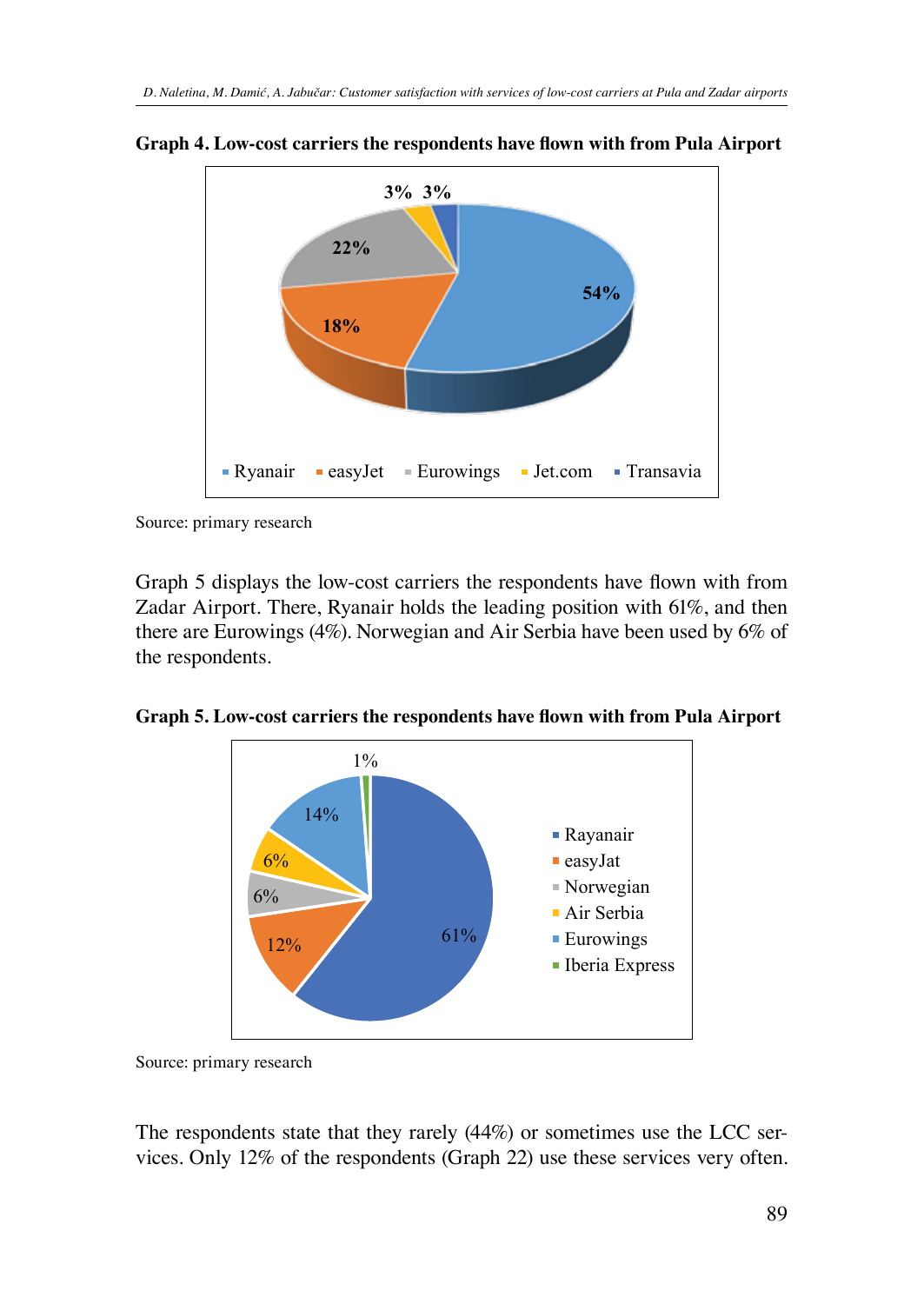**Graph 4. Low-cost carriers the respondents have flown with from Pula Airport**

| Carrier | Share |
|---|---|
| Ryanair | 54% |
| easyJet | 18% |
| Eurowings | 22% |
| Jet.com | 3% |
| Transavia | 3% |

Source: primary research

Graph 5 displays the low-cost carriers the respondents have flown with from Zadar Airport. There, Ryanair holds the leading position with 61%, and then there are Eurowings (4%). Norwegian and Air Serbia have been used by 6% of the respondents.

**Graph 5. Low-cost carriers the respondents have flown with from Pula Airport**

| Carrier | Share |
|---|---|
| Rayanair | 61% |
| easyJat | 12% |
| Norwegian | 6% |
| Air Serbia | 6% |
| Eurowings | 14% |
| Iberia Express | 1% |

Source: primary research

The respondents state that they rarely (44%) or sometimes use the LCC services. Only 12% of the respondents (Graph 22) use these services very often.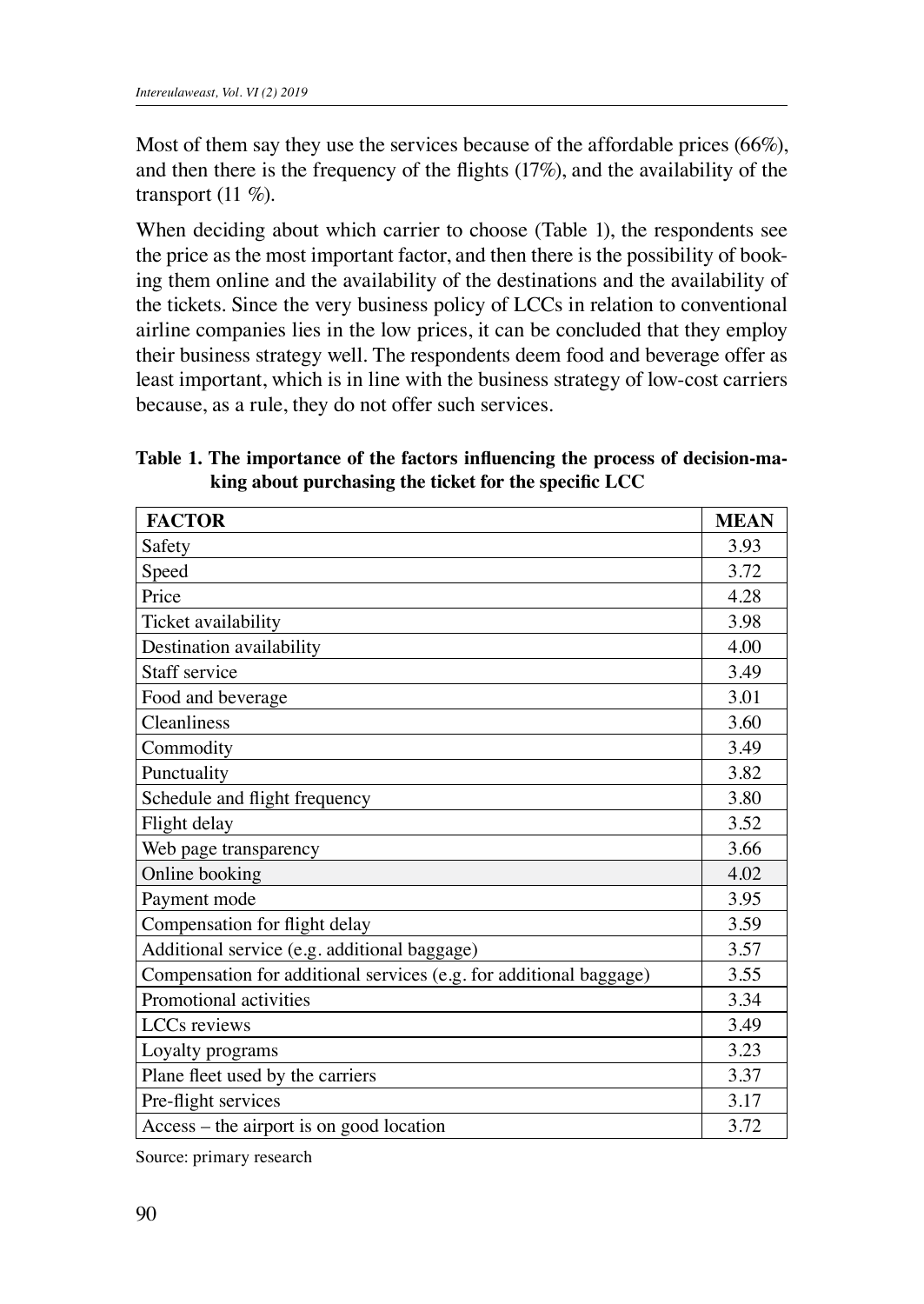Most of them say they use the services because of the affordable prices (66%), and then there is the frequency of the flights (17%), and the availability of the transport (11 %).

When deciding about which carrier to choose (Table 1), the respondents see the price as the most important factor, and then there is the possibility of booking them online and the availability of the destinations and the availability of the tickets. Since the very business policy of LCCs in relation to conventional airline companies lies in the low prices, it can be concluded that they employ their business strategy well. The respondents deem food and beverage offer as least important, which is in line with the business strategy of low-cost carriers because, as a rule, they do not offer such services.

**Table 1. The importance of the factors influencing the process of decision-making about purchasing the ticket for the specific LCC**

| FACTOR | MEAN |
|---|---|
| Safety | 3.93 |
| Speed | 3.72 |
| Price | 4.28 |
| Ticket availability | 3.98 |
| Destination availability | 4.00 |
| Staff service | 3.49 |
| Food and beverage | 3.01 |
| Cleanliness | 3.60 |
| Commodity | 3.49 |
| Punctuality | 3.82 |
| Schedule and flight frequency | 3.80 |
| Flight delay | 3.52 |
| Web page transparency | 3.66 |
| Online booking | 4.02 |
| Payment mode | 3.95 |
| Compensation for flight delay | 3.59 |
| Additional service (e.g. additional baggage) | 3.57 |
| Compensation for additional services (e.g. for additional baggage) | 3.55 |
| Promotional activities | 3.34 |
| LCCs reviews | 3.49 |
| Loyalty programs | 3.23 |
| Plane fleet used by the carriers | 3.37 |
| Pre-flight services | 3.17 |
| Access – the airport is on good location | 3.72 |

Source: primary research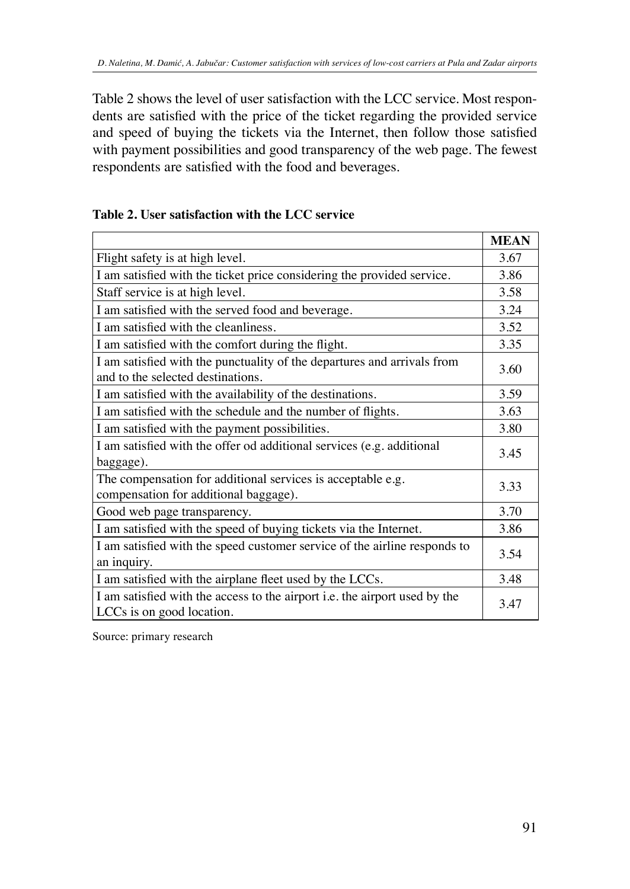Table 2 shows the level of user satisfaction with the LCC service. Most respondents are satisfied with the price of the ticket regarding the provided service and speed of buying the tickets via the Internet, then follow those satisfied with payment possibilities and good transparency of the web page. The fewest respondents are satisfied with the food and beverages.

**Table 2. User satisfaction with the LCC service**

| | **MEAN** |
|---|---|
| Flight safety is at high level. | 3.67 |
| I am satisfied with the ticket price considering the provided service. | 3.86 |
| Staff service is at high level. | 3.58 |
| I am satisfied with the served food and beverage. | 3.24 |
| I am satisfied with the cleanliness. | 3.52 |
| I am satisfied with the comfort during the flight. | 3.35 |
| I am satisfied with the punctuality of the departures and arrivals from and to the selected destinations. | 3.60 |
| I am satisfied with the availability of the destinations. | 3.59 |
| I am satisfied with the schedule and the number of flights. | 3.63 |
| I am satisfied with the payment possibilities. | 3.80 |
| I am satisfied with the offer od additional services (e.g. additional baggage). | 3.45 |
| The compensation for additional services is acceptable e.g. compensation for additional baggage). | 3.33 |
| Good web page transparency. | 3.70 |
| I am satisfied with the speed of buying tickets via the Internet. | 3.86 |
| I am satisfied with the speed customer service of the airline responds to an inquiry. | 3.54 |
| I am satisfied with the airplane fleet used by the LCCs. | 3.48 |
| I am satisfied with the access to the airport i.e. the airport used by the LCCs is on good location. | 3.47 |

Source: primary research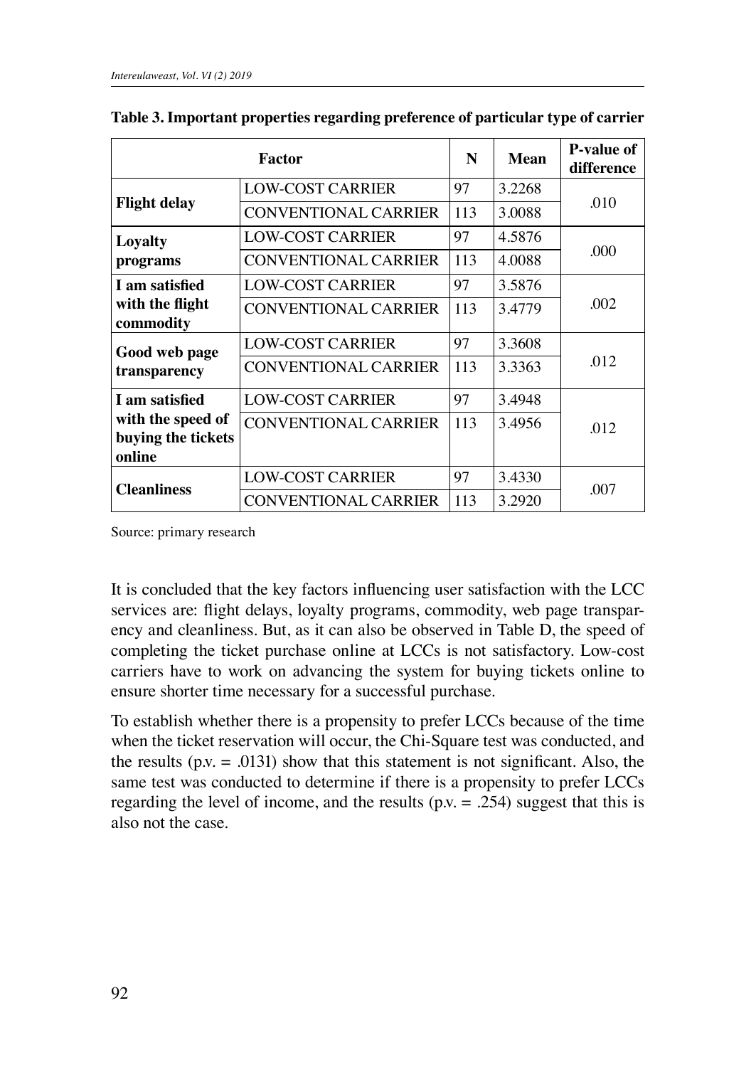**Table 3. Important properties regarding preference of particular type of carrier**

| Factor | | N | Mean | P-value of difference |
|---|---|---|---|---|
| **Flight delay** | LOW-COST CARRIER | 97 | 3.2268 | .010 |
| | CONVENTIONAL CARRIER | 113 | 3.0088 | |
| **Loyalty programs** | LOW-COST CARRIER | 97 | 4.5876 | .000 |
| | CONVENTIONAL CARRIER | 113 | 4.0088 | |
| **I am satisfied with the flight commodity** | LOW-COST CARRIER | 97 | 3.5876 | .002 |
| | CONVENTIONAL CARRIER | 113 | 3.4779 | |
| **Good web page transparency** | LOW-COST CARRIER | 97 | 3.3608 | .012 |
| | CONVENTIONAL CARRIER | 113 | 3.3363 | |
| **I am satisfied with the speed of buying the tickets online** | LOW-COST CARRIER | 97 | 3.4948 | .012 |
| | CONVENTIONAL CARRIER | 113 | 3.4956 | |
| **Cleanliness** | LOW-COST CARRIER | 97 | 3.4330 | .007 |
| | CONVENTIONAL CARRIER | 113 | 3.2920 | |

Source: primary research

It is concluded that the key factors influencing user satisfaction with the LCC services are: flight delays, loyalty programs, commodity, web page transparency and cleanliness. But, as it can also be observed in Table D, the speed of completing the ticket purchase online at LCCs is not satisfactory. Low-cost carriers have to work on advancing the system for buying tickets online to ensure shorter time necessary for a successful purchase.

To establish whether there is a propensity to prefer LCCs because of the time when the ticket reservation will occur, the Chi-Square test was conducted, and the results (p.v. = .0131) show that this statement is not significant. Also, the same test was conducted to determine if there is a propensity to prefer LCCs regarding the level of income, and the results (p.v. = .254) suggest that this is also not the case.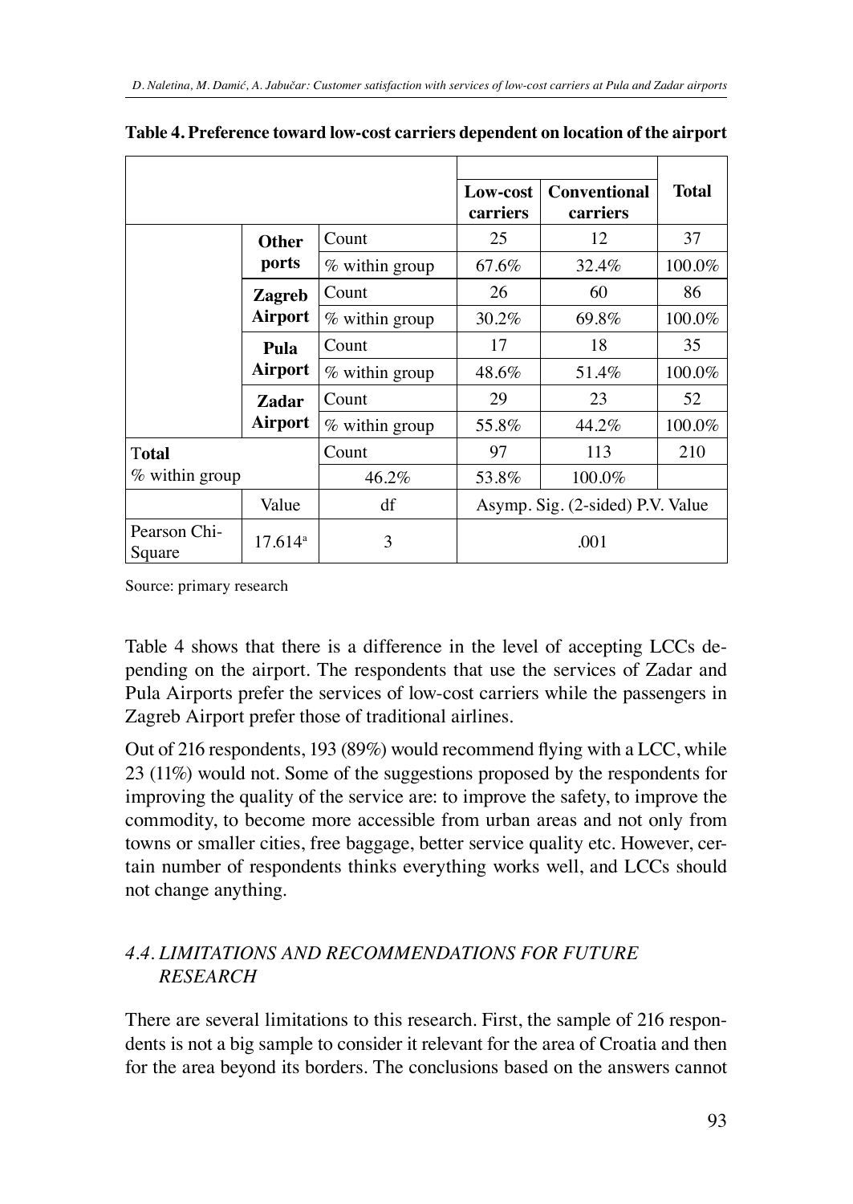**Table 4. Preference toward low-cost carriers dependent on location of the airport**

| | | | Low-cost carriers | Conventional carriers | Total |
|---|---|---|---|---|---|
| | Other ports | Count | 25 | 12 | 37 |
| | | % within group | 67.6% | 32.4% | 100.0% |
| | Zagreb Airport | Count | 26 | 60 | 86 |
| | | % within group | 30.2% | 69.8% | 100.0% |
| | Pula Airport | Count | 17 | 18 | 35 |
| | | % within group | 48.6% | 51.4% | 100.0% |
| | Zadar Airport | Count | 29 | 23 | 52 |
| | | % within group | 55.8% | 44.2% | 100.0% |
| Total | | Count | 97 | 113 | 210 |
| % within group | | 46.2% | 53.8% | 100.0% | |
| | Value | df | Asymp. Sig. (2-sided) P.V. Value | | |
| Pearson Chi-Square | 17.614[a] | 3 | .001 | | |

Source: primary research

Table 4 shows that there is a difference in the level of accepting LCCs depending on the airport. The respondents that use the services of Zadar and Pula Airports prefer the services of low-cost carriers while the passengers in Zagreb Airport prefer those of traditional airlines.

Out of 216 respondents, 193 (89%) would recommend flying with a LCC, while 23 (11%) would not. Some of the suggestions proposed by the respondents for improving the quality of the service are: to improve the safety, to improve the commodity, to become more accessible from urban areas and not only from towns or smaller cities, free baggage, better service quality etc. However, certain number of respondents thinks everything works well, and LCCs should not change anything.

### *4.4. LIMITATIONS AND RECOMMENDATIONS FOR FUTURE RESEARCH*

There are several limitations to this research. First, the sample of 216 respondents is not a big sample to consider it relevant for the area of Croatia and then for the area beyond its borders. The conclusions based on the answers cannot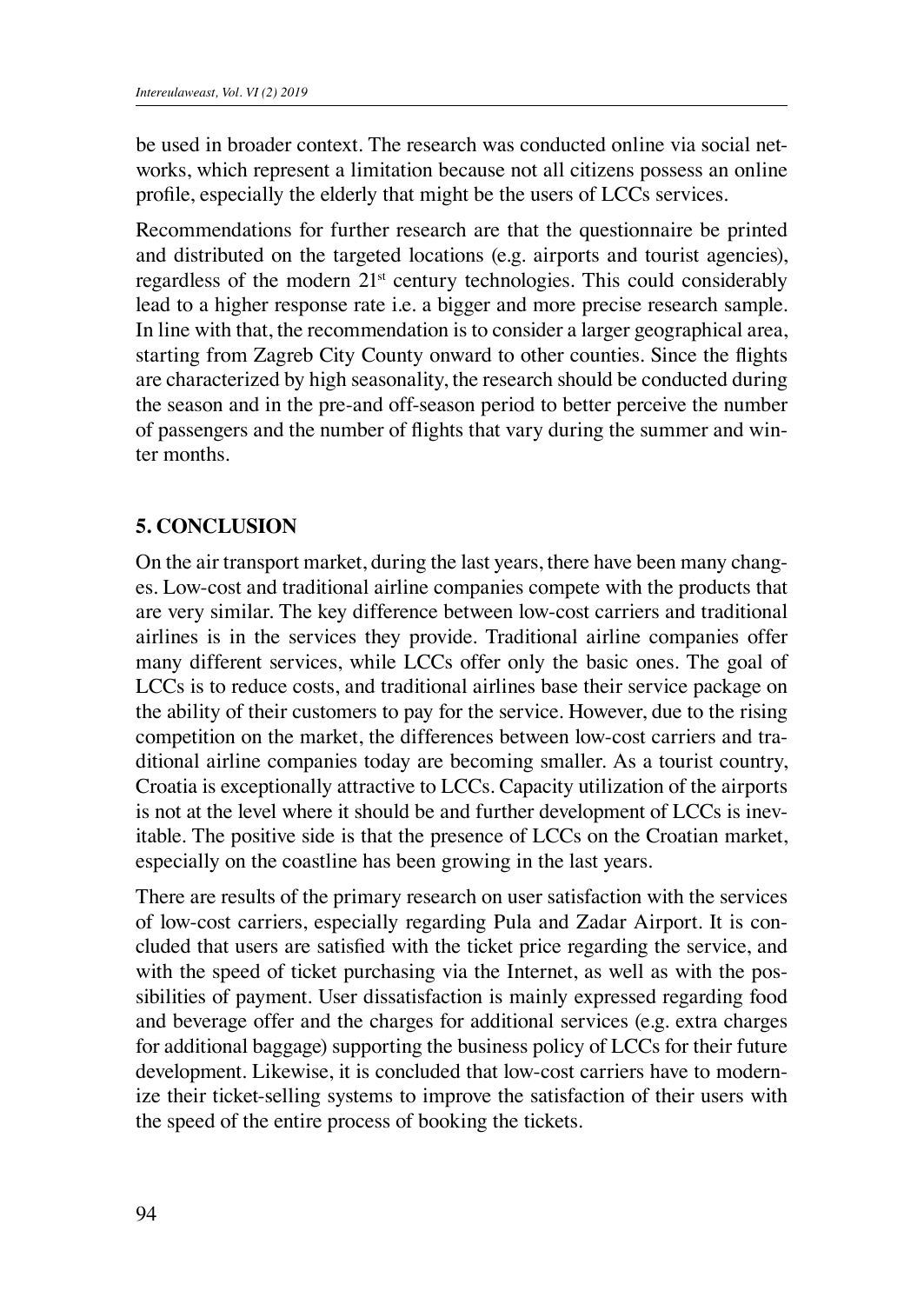be used in broader context. The research was conducted online via social networks, which represent a limitation because not all citizens possess an online profile, especially the elderly that might be the users of LCCs services.

Recommendations for further research are that the questionnaire be printed and distributed on the targeted locations (e.g. airports and tourist agencies), regardless of the modern 21st century technologies. This could considerably lead to a higher response rate i.e. a bigger and more precise research sample. In line with that, the recommendation is to consider a larger geographical area, starting from Zagreb City County onward to other counties. Since the flights are characterized by high seasonality, the research should be conducted during the season and in the pre-and off-season period to better perceive the number of passengers and the number of flights that vary during the summer and winter months.

## 5. CONCLUSION

On the air transport market, during the last years, there have been many changes. Low-cost and traditional airline companies compete with the products that are very similar. The key difference between low-cost carriers and traditional airlines is in the services they provide. Traditional airline companies offer many different services, while LCCs offer only the basic ones. The goal of LCCs is to reduce costs, and traditional airlines base their service package on the ability of their customers to pay for the service. However, due to the rising competition on the market, the differences between low-cost carriers and traditional airline companies today are becoming smaller. As a tourist country, Croatia is exceptionally attractive to LCCs. Capacity utilization of the airports is not at the level where it should be and further development of LCCs is inevitable. The positive side is that the presence of LCCs on the Croatian market, especially on the coastline has been growing in the last years.

There are results of the primary research on user satisfaction with the services of low-cost carriers, especially regarding Pula and Zadar Airport. It is concluded that users are satisfied with the ticket price regarding the service, and with the speed of ticket purchasing via the Internet, as well as with the possibilities of payment. User dissatisfaction is mainly expressed regarding food and beverage offer and the charges for additional services (e.g. extra charges for additional baggage) supporting the business policy of LCCs for their future development. Likewise, it is concluded that low-cost carriers have to modernize their ticket-selling systems to improve the satisfaction of their users with the speed of the entire process of booking the tickets.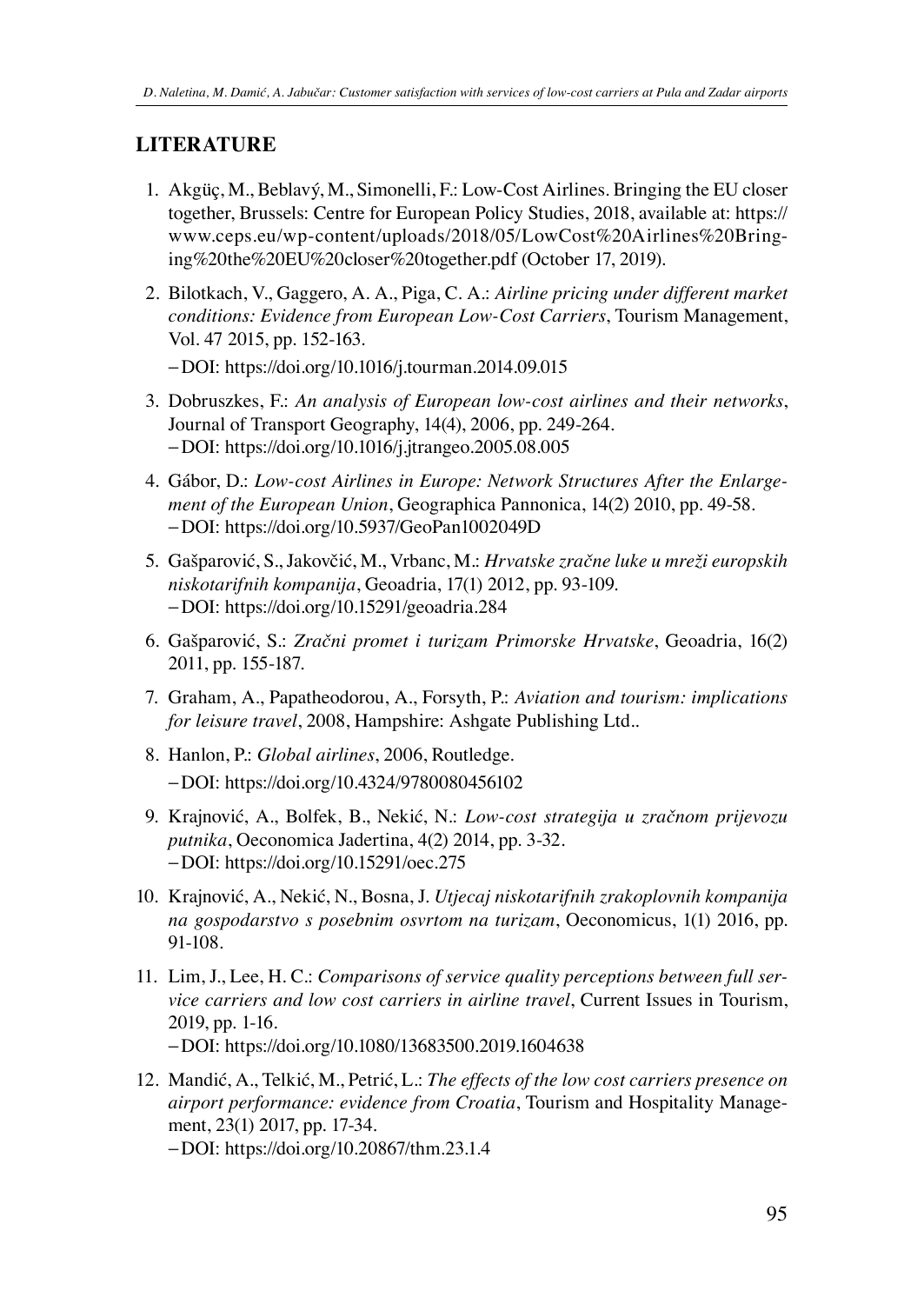## LITERATURE

1. Akgüç, M., Beblavý, M., Simonelli, F.: Low-Cost Airlines. Bringing the EU closer together, Brussels: Centre for European Policy Studies, 2018, available at: https://www.ceps.eu/wp-content/uploads/2018/05/LowCost%20Airlines%20Bringing%20the%20EU%20closer%20together.pdf (October 17, 2019).

2. Bilotkach, V., Gaggero, A. A., Piga, C. A.: *Airline pricing under different market conditions: Evidence from European Low-Cost Carriers*, Tourism Management, Vol. 47 2015, pp. 152-163.
   – DOI: https://doi.org/10.1016/j.tourman.2014.09.015

3. Dobruszkes, F.: *An analysis of European low-cost airlines and their networks*, Journal of Transport Geography, 14(4), 2006, pp. 249-264.
   – DOI: https://doi.org/10.1016/j.jtrangeo.2005.08.005

4. Gábor, D.: *Low-cost Airlines in Europe: Network Structures After the Enlargement of the European Union*, Geographica Pannonica, 14(2) 2010, pp. 49-58.
   – DOI: https://doi.org/10.5937/GeoPan1002049D

5. Gašparović, S., Jakovčić, M., Vrbanc, M.: *Hrvatske zračne luke u mreži europskih niskotarifnih kompanija*, Geoadria, 17(1) 2012, pp. 93-109.
   – DOI: https://doi.org/10.15291/geoadria.284

6. Gašparović, S.: *Zračni promet i turizam Primorske Hrvatske*, Geoadria, 16(2) 2011, pp. 155-187.

7. Graham, A., Papatheodorou, A., Forsyth, P.: *Aviation and tourism: implications for leisure travel*, 2008, Hampshire: Ashgate Publishing Ltd..

8. Hanlon, P.: *Global airlines*, 2006, Routledge.
   – DOI: https://doi.org/10.4324/9780080456102

9. Krajnović, A., Bolfek, B., Nekić, N.: *Low-cost strategija u zračnom prijevozu putnika*, Oeconomica Jadertina, 4(2) 2014, pp. 3-32.
   – DOI: https://doi.org/10.15291/oec.275

10. Krajnović, A., Nekić, N., Bosna, J. *Utjecaj niskotarifnih zrakoplovnih kompanija na gospodarstvo s posebnim osvrtom na turizam*, Oeconomicus, 1(1) 2016, pp. 91-108.

11. Lim, J., Lee, H. C.: *Comparisons of service quality perceptions between full service carriers and low cost carriers in airline travel*, Current Issues in Tourism, 2019, pp. 1-16.
   – DOI: https://doi.org/10.1080/13683500.2019.1604638

12. Mandić, A., Telkić, M., Petrić, L.: *The effects of the low cost carriers presence on airport performance: evidence from Croatia*, Tourism and Hospitality Management, 23(1) 2017, pp. 17-34.
   – DOI: https://doi.org/10.20867/thm.23.1.4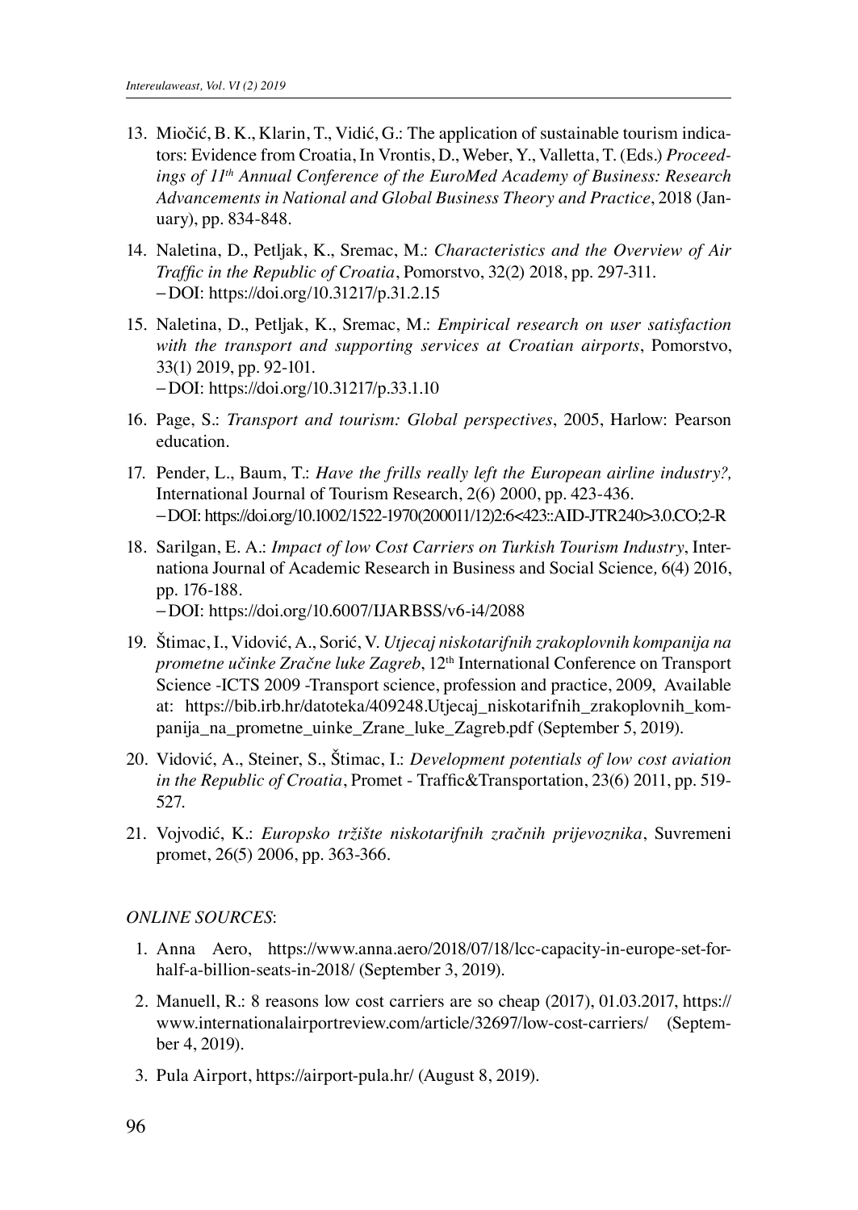13. Miočić, B. K., Klarin, T., Vidić, G.: The application of sustainable tourism indicators: Evidence from Croatia, In Vrontis, D., Weber, Y., Valletta, T. (Eds.) *Proceedings of 11th Annual Conference of the EuroMed Academy of Business: Research Advancements in National and Global Business Theory and Practice*, 2018 (January), pp. 834-848.

14. Naletina, D., Petljak, K., Sremac, M.: *Characteristics and the Overview of Air Traffic in the Republic of Croatia*, Pomorstvo, 32(2) 2018, pp. 297-311.
 – DOI: https://doi.org/10.31217/p.31.2.15

15. Naletina, D., Petljak, K., Sremac, M.: *Empirical research on user satisfaction with the transport and supporting services at Croatian airports*, Pomorstvo, 33(1) 2019, pp. 92-101.
 – DOI: https://doi.org/10.31217/p.33.1.10

16. Page, S.: *Transport and tourism: Global perspectives*, 2005, Harlow: Pearson education.

17. Pender, L., Baum, T.: *Have the frills really left the European airline industry?,* International Journal of Tourism Research, 2(6) 2000, pp. 423-436.
 – DOI: https://doi.org/10.1002/1522-1970(200011/12)2:6<423::AID-JTR240>3.0.CO;2-R

18. Sarilgan, E. A.: *Impact of low Cost Carriers on Turkish Tourism Industry*, Internationa Journal of Academic Research in Business and Social Science, 6(4) 2016, pp. 176-188.
 – DOI: https://doi.org/10.6007/IJARBSS/v6-i4/2088

19. Štimac, I., Vidović, A., Sorić, V. *Utjecaj niskotarifnih zrakoplovnih kompanija na prometne učinke Zračne luke Zagreb*, 12th International Conference on Transport Science -ICTS 2009 -Transport science, profession and practice, 2009, Available at: https://bib.irb.hr/datoteka/409248.Utjecaj_niskotarifnih_zrakoplovnih_kompanija_na_prometne_uinke_Zrane_luke_Zagreb.pdf (September 5, 2019).

20. Vidović, A., Steiner, S., Štimac, I.: *Development potentials of low cost aviation in the Republic of Croatia*, Promet - Traffic&Transportation, 23(6) 2011, pp. 519-527.

21. Vojvodić, K.: *Europsko tržište niskotarifnih zračnih prijevoznika*, Suvremeni promet, 26(5) 2006, pp. 363-366.

*ONLINE SOURCES*:

1. Anna Aero, https://www.anna.aero/2018/07/18/lcc-capacity-in-europe-set-for-half-a-billion-seats-in-2018/ (September 3, 2019).

2. Manuell, R.: 8 reasons low cost carriers are so cheap (2017), 01.03.2017, https://www.internationalairportreview.com/article/32697/low-cost-carriers/ (September 4, 2019).

3. Pula Airport, https://airport-pula.hr/ (August 8, 2019).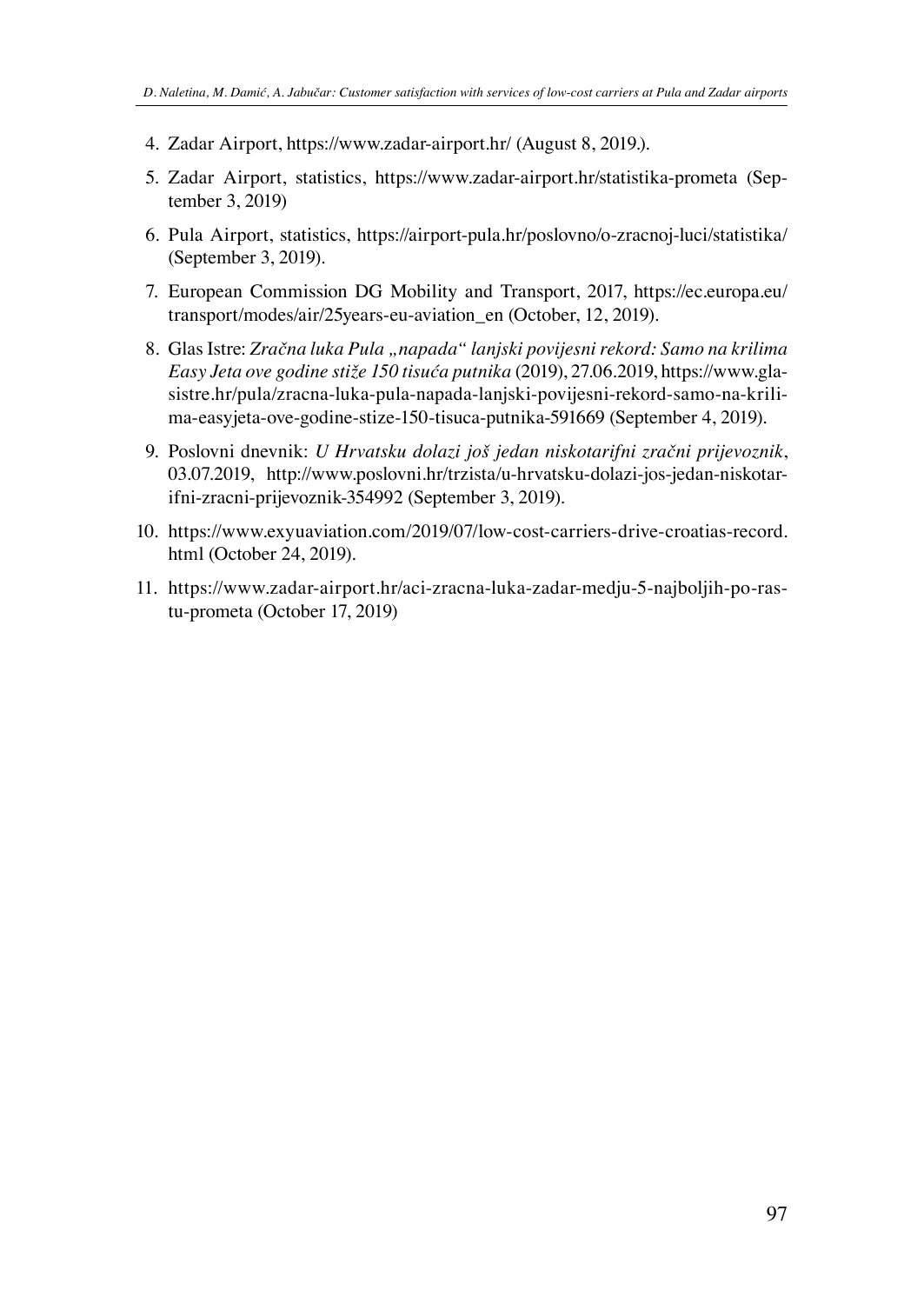4. Zadar Airport, https://www.zadar-airport.hr/ (August 8, 2019.).
5. Zadar Airport, statistics, https://www.zadar-airport.hr/statistika-prometa (September 3, 2019)
6. Pula Airport, statistics, https://airport-pula.hr/poslovno/o-zracnoj-luci/statistika/ (September 3, 2019).
7. European Commission DG Mobility and Transport, 2017, https://ec.europa.eu/transport/modes/air/25years-eu-aviation_en (October, 12, 2019).
8. Glas Istre: *Zračna luka Pula „napada" lanjski povijesni rekord: Samo na krilima Easy Jeta ove godine stiže 150 tisuća putnika* (2019), 27.06.2019, https://www.glasistre.hr/pula/zracna-luka-pula-napada-lanjski-povijesni-rekord-samo-na-krilima-easyjeta-ove-godine-stize-150-tisuca-putnika-591669 (September 4, 2019).
9. Poslovni dnevnik: *U Hrvatsku dolazi još jedan niskotarifni zračni prijevoznik*, 03.07.2019, http://www.poslovni.hr/trzista/u-hrvatsku-dolazi-jos-jedan-niskotarifni-zracni-prijevoznik-354992 (September 3, 2019).
10. https://www.exyuaviation.com/2019/07/low-cost-carriers-drive-croatias-record.html (October 24, 2019).
11. https://www.zadar-airport.hr/aci-zracna-luka-zadar-medju-5-najboljih-po-rastu-prometa (October 17, 2019)